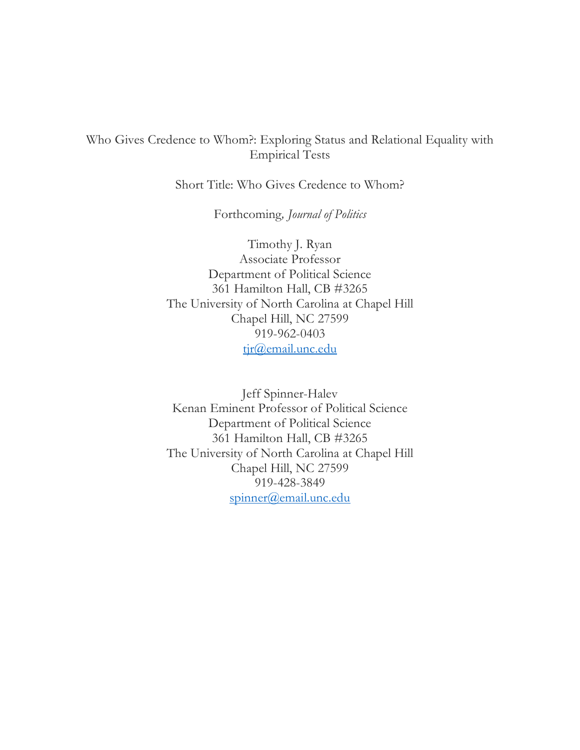# Who Gives Credence to Whom?: Exploring Status and Relational Equality with Empirical Tests

Short Title: Who Gives Credence to Whom?

Forthcoming, *Journal of Politics*

Timothy J. Ryan
Associate Professor
Department of Political Science
361 Hamilton Hall, CB #3265
The University of North Carolina at Chapel Hill
Chapel Hill, NC 27599
919-962-0403
tjr@email.unc.edu

Jeff Spinner-Halev
Kenan Eminent Professor of Political Science
Department of Political Science
361 Hamilton Hall, CB #3265
The University of North Carolina at Chapel Hill
Chapel Hill, NC 27599
919-428-3849
spinner@email.unc.edu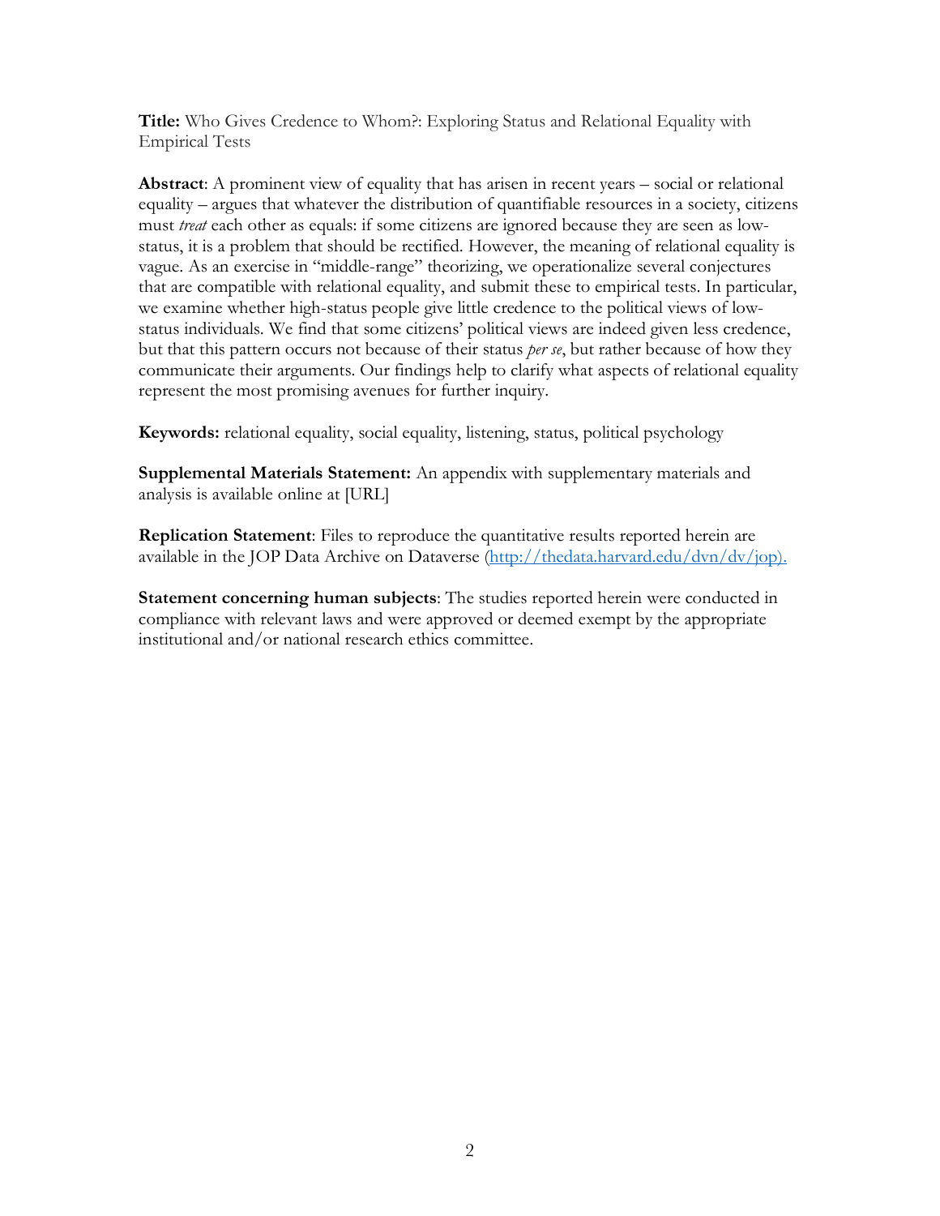**Title:** Who Gives Credence to Whom?: Exploring Status and Relational Equality with Empirical Tests

**Abstract**: A prominent view of equality that has arisen in recent years – social or relational equality – argues that whatever the distribution of quantifiable resources in a society, citizens must *treat* each other as equals: if some citizens are ignored because they are seen as low-status, it is a problem that should be rectified. However, the meaning of relational equality is vague. As an exercise in "middle-range" theorizing, we operationalize several conjectures that are compatible with relational equality, and submit these to empirical tests. In particular, we examine whether high-status people give little credence to the political views of low-status individuals. We find that some citizens' political views are indeed given less credence, but that this pattern occurs not because of their status *per se*, but rather because of how they communicate their arguments. Our findings help to clarify what aspects of relational equality represent the most promising avenues for further inquiry.

**Keywords:** relational equality, social equality, listening, status, political psychology

**Supplemental Materials Statement:** An appendix with supplementary materials and analysis is available online at [URL]

**Replication Statement**: Files to reproduce the quantitative results reported herein are available in the JOP Data Archive on Dataverse (http://thedata.harvard.edu/dvn/dv/jop).

**Statement concerning human subjects**: The studies reported herein were conducted in compliance with relevant laws and were approved or deemed exempt by the appropriate institutional and/or national research ethics committee.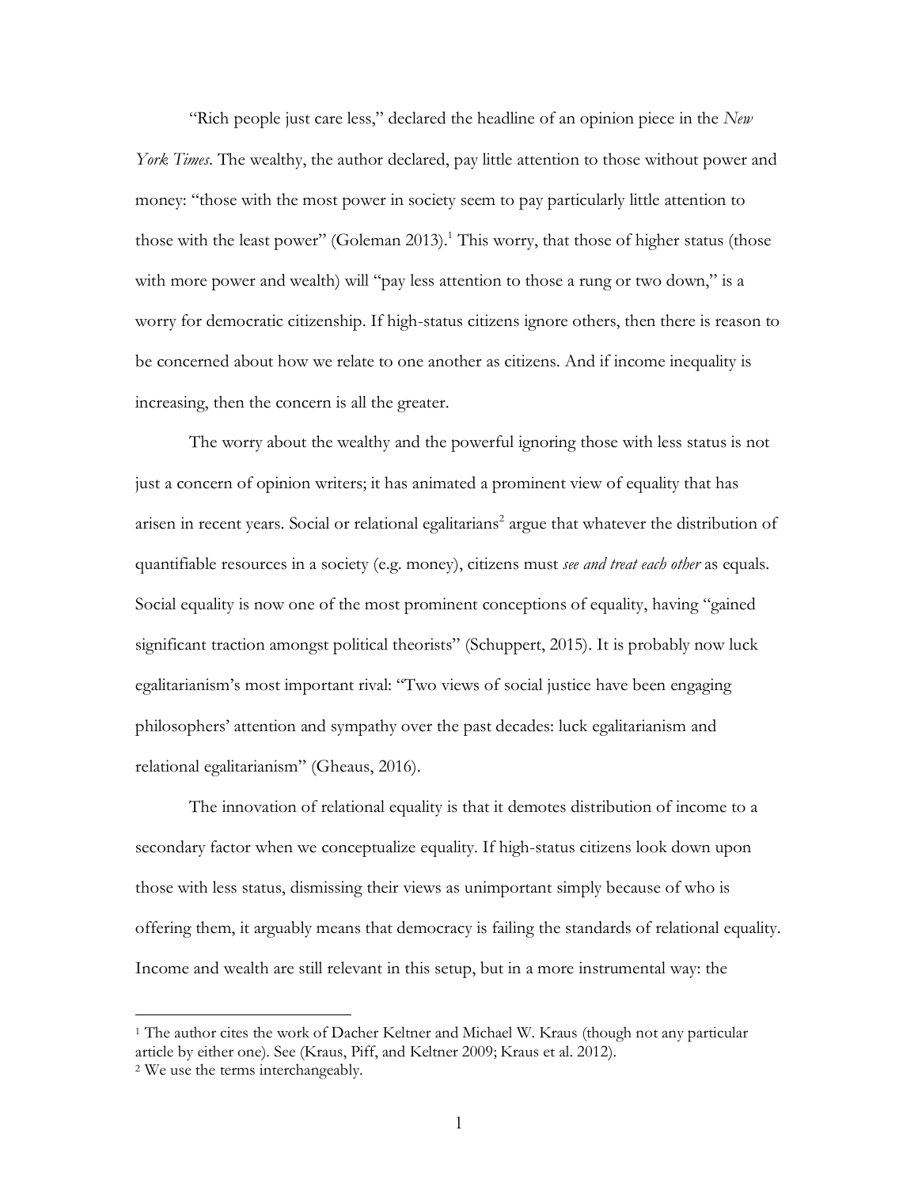"Rich people just care less," declared the headline of an opinion piece in the *New York Times*. The wealthy, the author declared, pay little attention to those without power and money: "those with the most power in society seem to pay particularly little attention to those with the least power" (Goleman 2013).[1] This worry, that those of higher status (those with more power and wealth) will "pay less attention to those a rung or two down," is a worry for democratic citizenship. If high-status citizens ignore others, then there is reason to be concerned about how we relate to one another as citizens. And if income inequality is increasing, then the concern is all the greater.

The worry about the wealthy and the powerful ignoring those with less status is not just a concern of opinion writers; it has animated a prominent view of equality that has arisen in recent years. Social or relational egalitarians[2] argue that whatever the distribution of quantifiable resources in a society (e.g. money), citizens must *see and treat each other* as equals. Social equality is now one of the most prominent conceptions of equality, having "gained significant traction amongst political theorists" (Schuppert, 2015). It is probably now luck egalitarianism's most important rival: "Two views of social justice have been engaging philosophers' attention and sympathy over the past decades: luck egalitarianism and relational egalitarianism" (Gheaus, 2016).

The innovation of relational equality is that it demotes distribution of income to a secondary factor when we conceptualize equality. If high-status citizens look down upon those with less status, dismissing their views as unimportant simply because of who is offering them, it arguably means that democracy is failing the standards of relational equality. Income and wealth are still relevant in this setup, but in a more instrumental way: the

[1] The author cites the work of Dacher Keltner and Michael W. Kraus (though not any particular article by either one). See (Kraus, Piff, and Keltner 2009; Kraus et al. 2012).

[2] We use the terms interchangeably.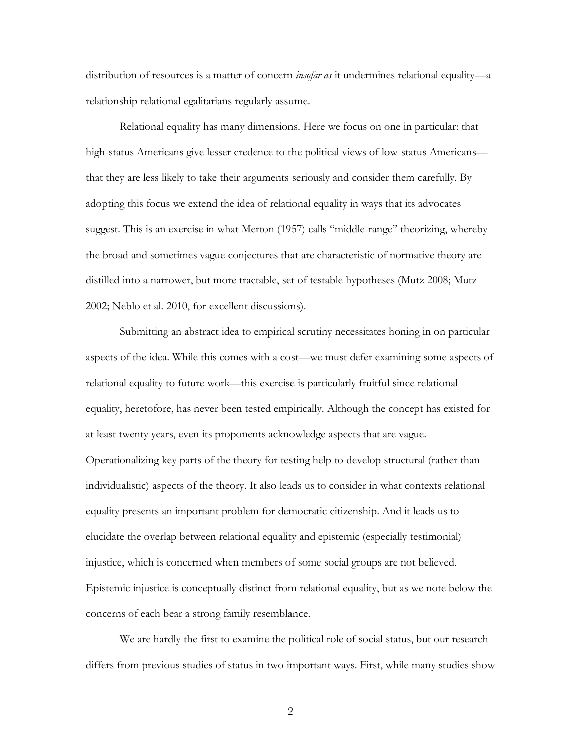distribution of resources is a matter of concern *insofar as* it undermines relational equality—a relationship relational egalitarians regularly assume.

Relational equality has many dimensions. Here we focus on one in particular: that high-status Americans give lesser credence to the political views of low-status Americans—that they are less likely to take their arguments seriously and consider them carefully. By adopting this focus we extend the idea of relational equality in ways that its advocates suggest. This is an exercise in what Merton (1957) calls "middle-range" theorizing, whereby the broad and sometimes vague conjectures that are characteristic of normative theory are distilled into a narrower, but more tractable, set of testable hypotheses (Mutz 2008; Mutz 2002; Neblo et al. 2010, for excellent discussions).

Submitting an abstract idea to empirical scrutiny necessitates honing in on particular aspects of the idea. While this comes with a cost—we must defer examining some aspects of relational equality to future work—this exercise is particularly fruitful since relational equality, heretofore, has never been tested empirically. Although the concept has existed for at least twenty years, even its proponents acknowledge aspects that are vague. Operationalizing key parts of the theory for testing help to develop structural (rather than individualistic) aspects of the theory. It also leads us to consider in what contexts relational equality presents an important problem for democratic citizenship. And it leads us to elucidate the overlap between relational equality and epistemic (especially testimonial) injustice, which is concerned when members of some social groups are not believed. Epistemic injustice is conceptually distinct from relational equality, but as we note below the concerns of each bear a strong family resemblance.

We are hardly the first to examine the political role of social status, but our research differs from previous studies of status in two important ways. First, while many studies show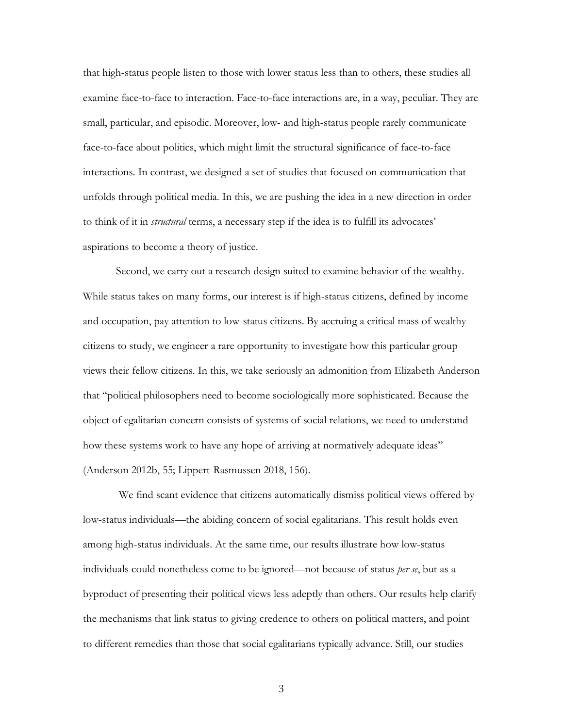that high-status people listen to those with lower status less than to others, these studies all examine face-to-face to interaction. Face-to-face interactions are, in a way, peculiar. They are small, particular, and episodic. Moreover, low- and high-status people rarely communicate face-to-face about politics, which might limit the structural significance of face-to-face interactions. In contrast, we designed a set of studies that focused on communication that unfolds through political media. In this, we are pushing the idea in a new direction in order to think of it in *structural* terms, a necessary step if the idea is to fulfill its advocates' aspirations to become a theory of justice.

Second, we carry out a research design suited to examine behavior of the wealthy. While status takes on many forms, our interest is if high-status citizens, defined by income and occupation, pay attention to low-status citizens. By accruing a critical mass of wealthy citizens to study, we engineer a rare opportunity to investigate how this particular group views their fellow citizens. In this, we take seriously an admonition from Elizabeth Anderson that "political philosophers need to become sociologically more sophisticated. Because the object of egalitarian concern consists of systems of social relations, we need to understand how these systems work to have any hope of arriving at normatively adequate ideas" (Anderson 2012b, 55; Lippert-Rasmussen 2018, 156).

We find scant evidence that citizens automatically dismiss political views offered by low-status individuals—the abiding concern of social egalitarians. This result holds even among high-status individuals. At the same time, our results illustrate how low-status individuals could nonetheless come to be ignored—not because of status *per se*, but as a byproduct of presenting their political views less adeptly than others. Our results help clarify the mechanisms that link status to giving credence to others on political matters, and point to different remedies than those that social egalitarians typically advance. Still, our studies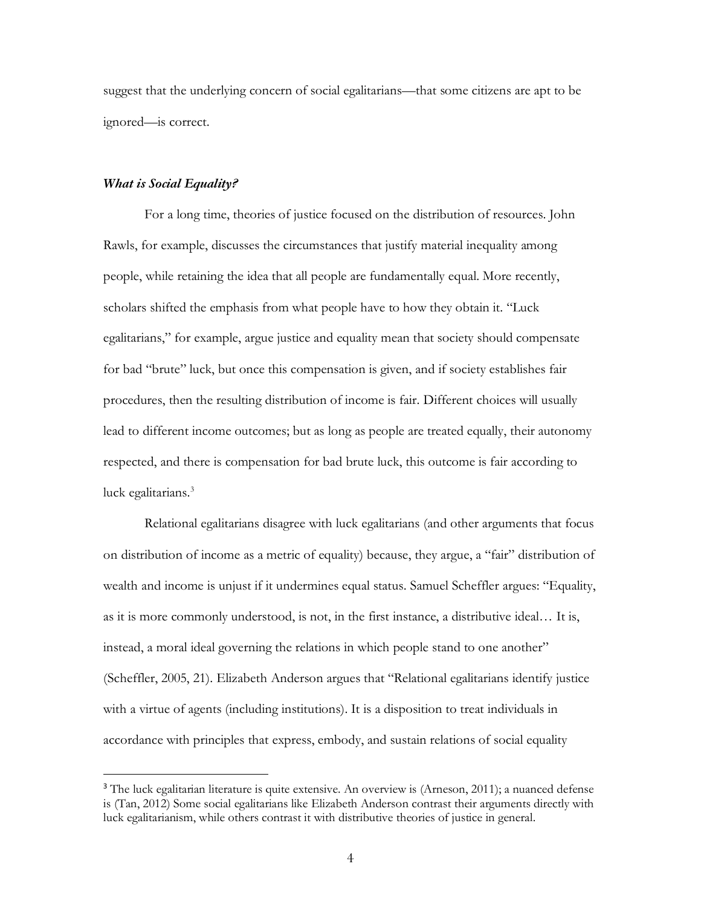suggest that the underlying concern of social egalitarians—that some citizens are apt to be ignored—is correct.

### ***What is Social Equality?***

For a long time, theories of justice focused on the distribution of resources. John Rawls, for example, discusses the circumstances that justify material inequality among people, while retaining the idea that all people are fundamentally equal. More recently, scholars shifted the emphasis from what people have to how they obtain it. "Luck egalitarians," for example, argue justice and equality mean that society should compensate for bad "brute" luck, but once this compensation is given, and if society establishes fair procedures, then the resulting distribution of income is fair. Different choices will usually lead to different income outcomes; but as long as people are treated equally, their autonomy respected, and there is compensation for bad brute luck, this outcome is fair according to luck egalitarians.[3]

Relational egalitarians disagree with luck egalitarians (and other arguments that focus on distribution of income as a metric of equality) because, they argue, a "fair" distribution of wealth and income is unjust if it undermines equal status. Samuel Scheffler argues: "Equality, as it is more commonly understood, is not, in the first instance, a distributive ideal… It is, instead, a moral ideal governing the relations in which people stand to one another" (Scheffler, 2005, 21). Elizabeth Anderson argues that "Relational egalitarians identify justice with a virtue of agents (including institutions). It is a disposition to treat individuals in accordance with principles that express, embody, and sustain relations of social equality

---

[3] The luck egalitarian literature is quite extensive. An overview is (Arneson, 2011); a nuanced defense is (Tan, 2012) Some social egalitarians like Elizabeth Anderson contrast their arguments directly with luck egalitarianism, while others contrast it with distributive theories of justice in general.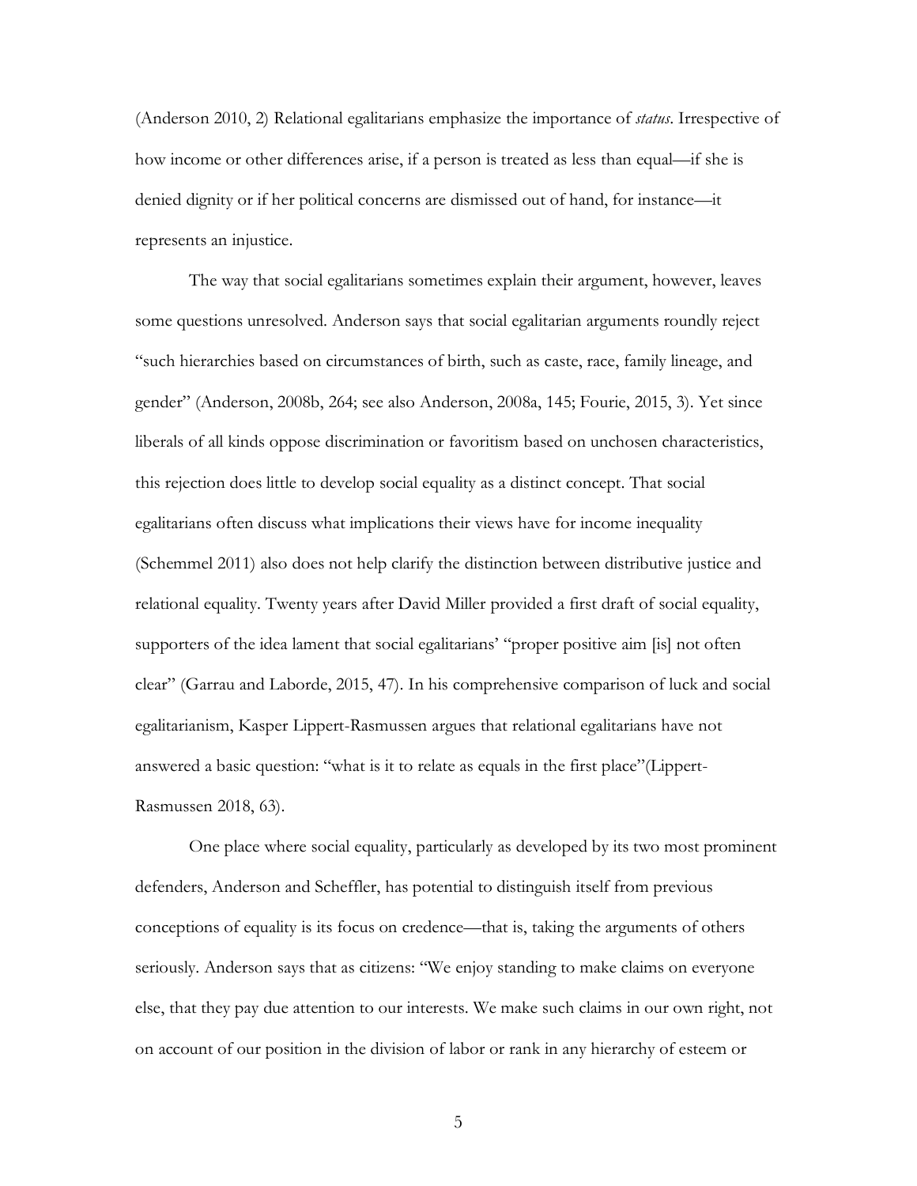(Anderson 2010, 2) Relational egalitarians emphasize the importance of *status*. Irrespective of how income or other differences arise, if a person is treated as less than equal—if she is denied dignity or if her political concerns are dismissed out of hand, for instance—it represents an injustice.

The way that social egalitarians sometimes explain their argument, however, leaves some questions unresolved. Anderson says that social egalitarian arguments roundly reject "such hierarchies based on circumstances of birth, such as caste, race, family lineage, and gender" (Anderson, 2008b, 264; see also Anderson, 2008a, 145; Fourie, 2015, 3). Yet since liberals of all kinds oppose discrimination or favoritism based on unchosen characteristics, this rejection does little to develop social equality as a distinct concept. That social egalitarians often discuss what implications their views have for income inequality (Schemmel 2011) also does not help clarify the distinction between distributive justice and relational equality. Twenty years after David Miller provided a first draft of social equality, supporters of the idea lament that social egalitarians' "proper positive aim [is] not often clear" (Garrau and Laborde, 2015, 47). In his comprehensive comparison of luck and social egalitarianism, Kasper Lippert-Rasmussen argues that relational egalitarians have not answered a basic question: "what is it to relate as equals in the first place"(Lippert-Rasmussen 2018, 63).

One place where social equality, particularly as developed by its two most prominent defenders, Anderson and Scheffler, has potential to distinguish itself from previous conceptions of equality is its focus on credence—that is, taking the arguments of others seriously. Anderson says that as citizens: "We enjoy standing to make claims on everyone else, that they pay due attention to our interests. We make such claims in our own right, not on account of our position in the division of labor or rank in any hierarchy of esteem or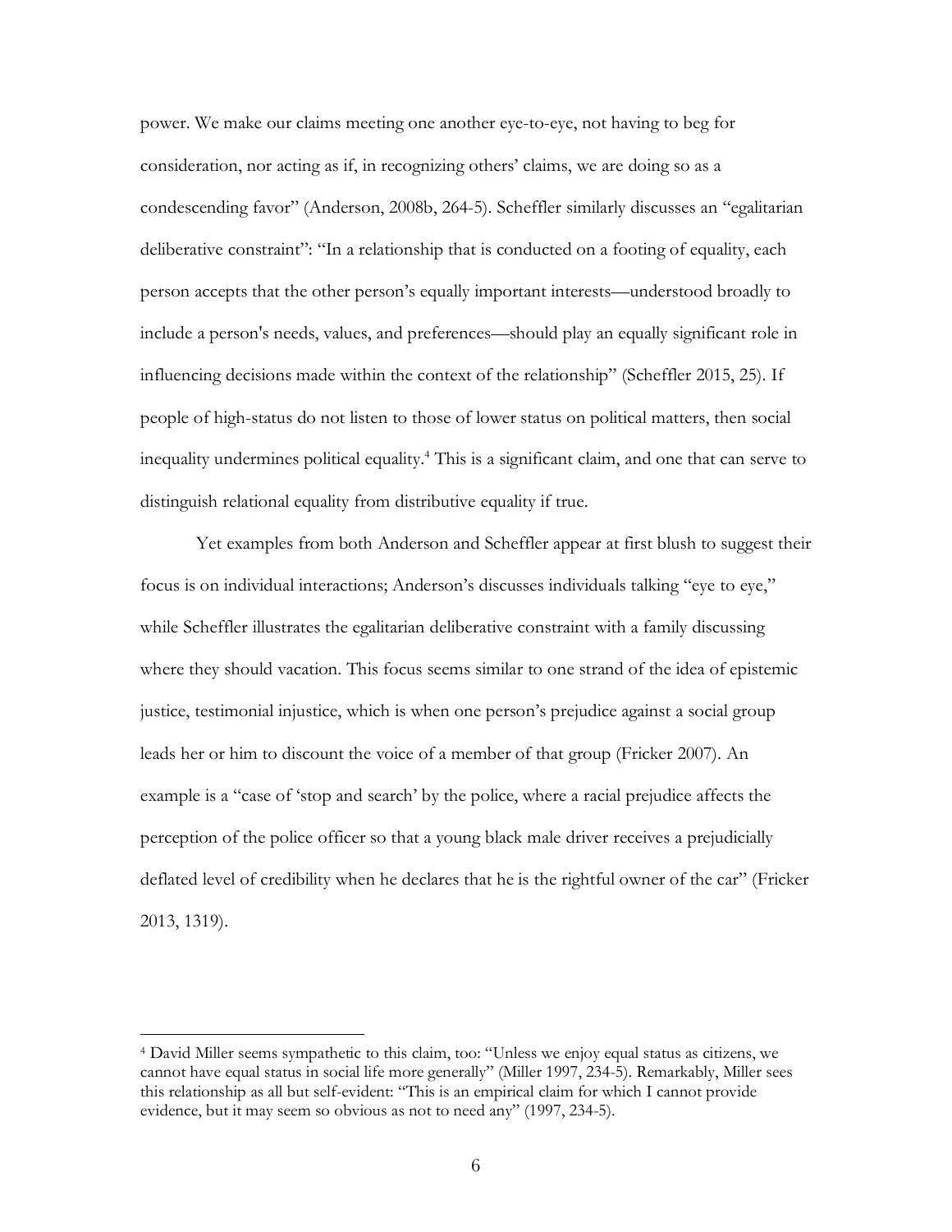power. We make our claims meeting one another eye-to-eye, not having to beg for consideration, nor acting as if, in recognizing others' claims, we are doing so as a condescending favor" (Anderson, 2008b, 264-5). Scheffler similarly discusses an "egalitarian deliberative constraint": "In a relationship that is conducted on a footing of equality, each person accepts that the other person's equally important interests—understood broadly to include a person's needs, values, and preferences—should play an equally significant role in influencing decisions made within the context of the relationship" (Scheffler 2015, 25). If people of high-status do not listen to those of lower status on political matters, then social inequality undermines political equality.[4] This is a significant claim, and one that can serve to distinguish relational equality from distributive equality if true.

Yet examples from both Anderson and Scheffler appear at first blush to suggest their focus is on individual interactions; Anderson's discusses individuals talking "eye to eye," while Scheffler illustrates the egalitarian deliberative constraint with a family discussing where they should vacation. This focus seems similar to one strand of the idea of epistemic justice, testimonial injustice, which is when one person's prejudice against a social group leads her or him to discount the voice of a member of that group (Fricker 2007). An example is a "case of 'stop and search' by the police, where a racial prejudice affects the perception of the police officer so that a young black male driver receives a prejudicially deflated level of credibility when he declares that he is the rightful owner of the car" (Fricker 2013, 1319).

[4] David Miller seems sympathetic to this claim, too: "Unless we enjoy equal status as citizens, we cannot have equal status in social life more generally" (Miller 1997, 234-5). Remarkably, Miller sees this relationship as all but self-evident: "This is an empirical claim for which I cannot provide evidence, but it may seem so obvious as not to need any" (1997, 234-5).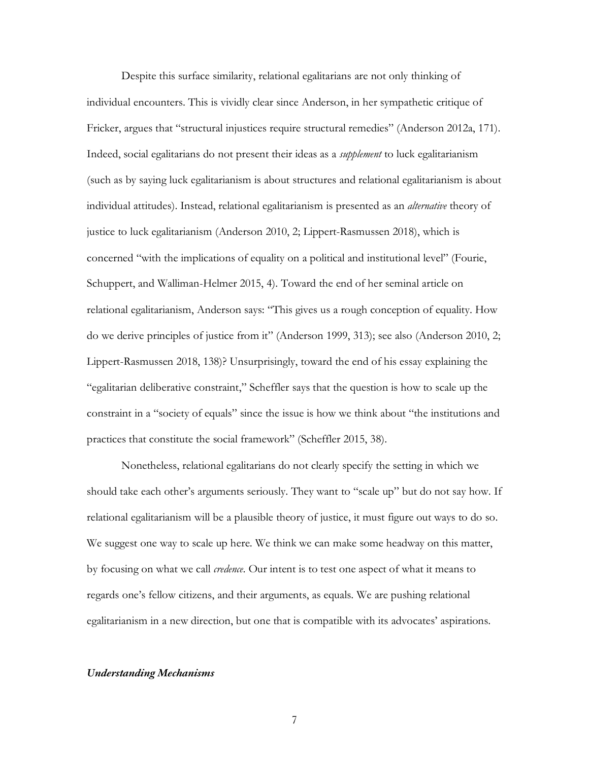Despite this surface similarity, relational egalitarians are not only thinking of individual encounters. This is vividly clear since Anderson, in her sympathetic critique of Fricker, argues that "structural injustices require structural remedies" (Anderson 2012a, 171). Indeed, social egalitarians do not present their ideas as a *supplement* to luck egalitarianism (such as by saying luck egalitarianism is about structures and relational egalitarianism is about individual attitudes). Instead, relational egalitarianism is presented as an *alternative* theory of justice to luck egalitarianism (Anderson 2010, 2; Lippert-Rasmussen 2018), which is concerned "with the implications of equality on a political and institutional level" (Fourie, Schuppert, and Walliman-Helmer 2015, 4). Toward the end of her seminal article on relational egalitarianism, Anderson says: "This gives us a rough conception of equality. How do we derive principles of justice from it" (Anderson 1999, 313); see also (Anderson 2010, 2; Lippert-Rasmussen 2018, 138)? Unsurprisingly, toward the end of his essay explaining the "egalitarian deliberative constraint," Scheffler says that the question is how to scale up the constraint in a "society of equals" since the issue is how we think about "the institutions and practices that constitute the social framework" (Scheffler 2015, 38).

Nonetheless, relational egalitarians do not clearly specify the setting in which we should take each other's arguments seriously. They want to "scale up" but do not say how. If relational egalitarianism will be a plausible theory of justice, it must figure out ways to do so. We suggest one way to scale up here. We think we can make some headway on this matter, by focusing on what we call *credence*. Our intent is to test one aspect of what it means to regards one's fellow citizens, and their arguments, as equals. We are pushing relational egalitarianism in a new direction, but one that is compatible with its advocates' aspirations.

### ***Understanding Mechanisms***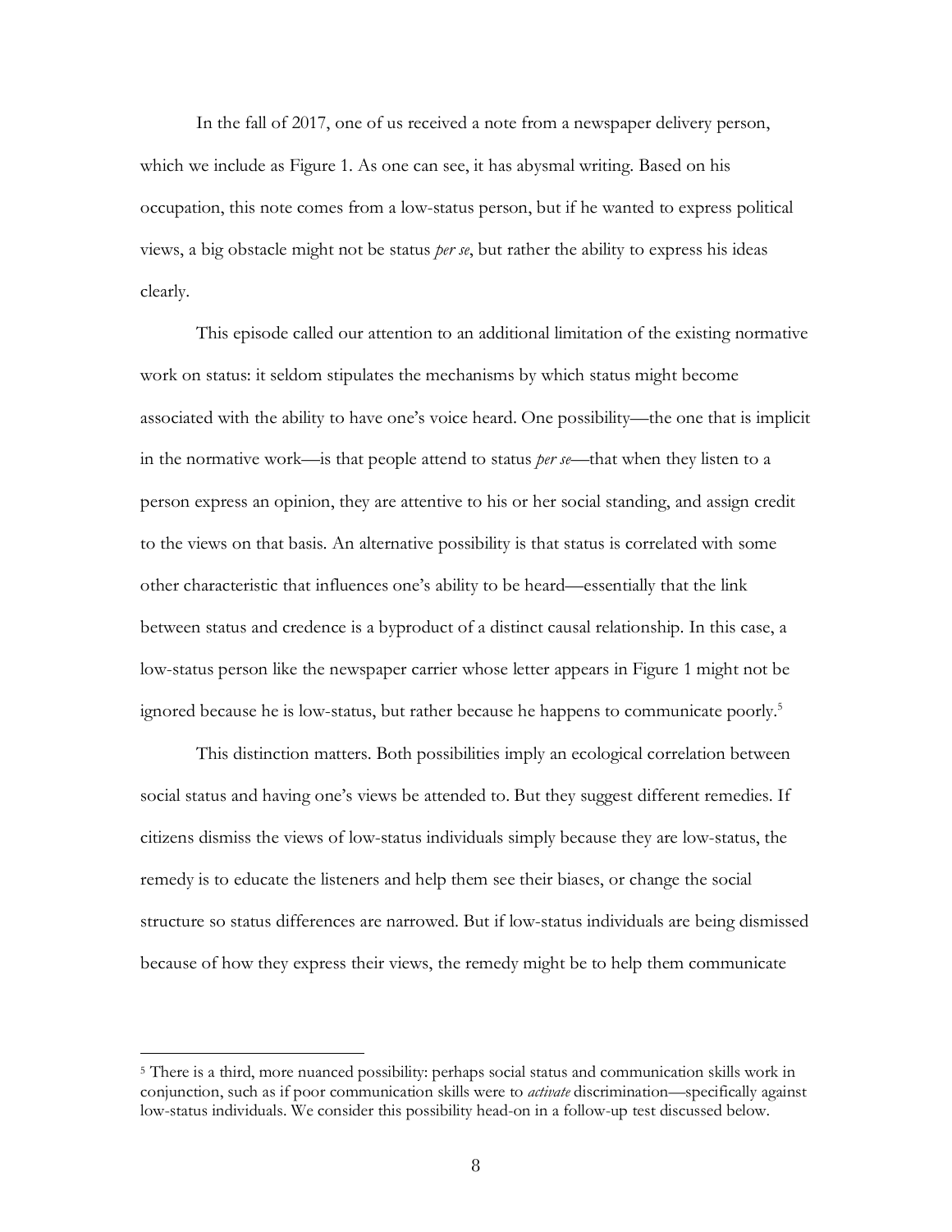In the fall of 2017, one of us received a note from a newspaper delivery person, which we include as Figure 1. As one can see, it has abysmal writing. Based on his occupation, this note comes from a low-status person, but if he wanted to express political views, a big obstacle might not be status *per se*, but rather the ability to express his ideas clearly.

This episode called our attention to an additional limitation of the existing normative work on status: it seldom stipulates the mechanisms by which status might become associated with the ability to have one's voice heard. One possibility—the one that is implicit in the normative work—is that people attend to status *per se*—that when they listen to a person express an opinion, they are attentive to his or her social standing, and assign credit to the views on that basis. An alternative possibility is that status is correlated with some other characteristic that influences one's ability to be heard—essentially that the link between status and credence is a byproduct of a distinct causal relationship. In this case, a low-status person like the newspaper carrier whose letter appears in Figure 1 might not be ignored because he is low-status, but rather because he happens to communicate poorly.[5]

This distinction matters. Both possibilities imply an ecological correlation between social status and having one's views be attended to. But they suggest different remedies. If citizens dismiss the views of low-status individuals simply because they are low-status, the remedy is to educate the listeners and help them see their biases, or change the social structure so status differences are narrowed. But if low-status individuals are being dismissed because of how they express their views, the remedy might be to help them communicate

[5] There is a third, more nuanced possibility: perhaps social status and communication skills work in conjunction, such as if poor communication skills were to *activate* discrimination—specifically against low-status individuals. We consider this possibility head-on in a follow-up test discussed below.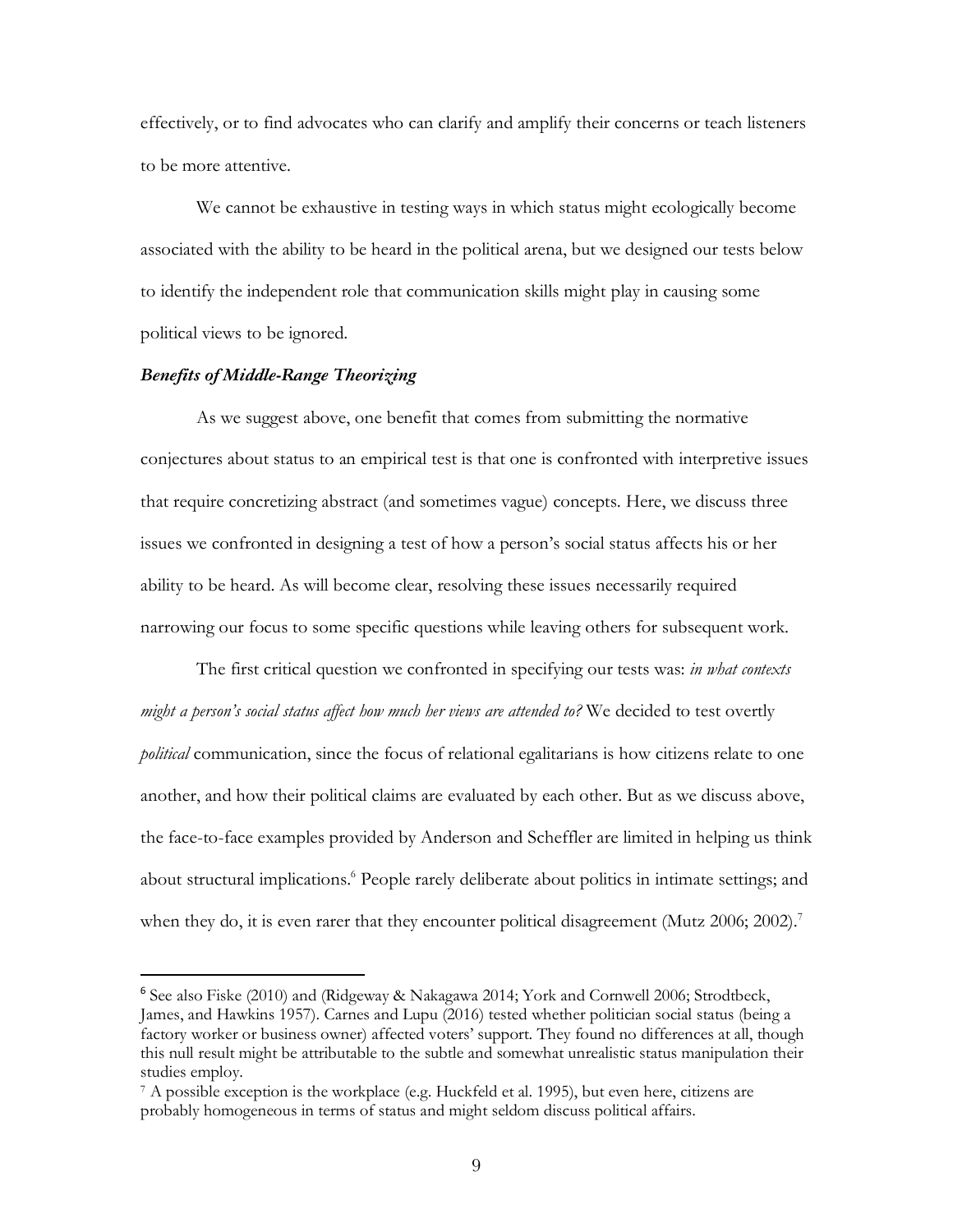effectively, or to find advocates who can clarify and amplify their concerns or teach listeners to be more attentive.

We cannot be exhaustive in testing ways in which status might ecologically become associated with the ability to be heard in the political arena, but we designed our tests below to identify the independent role that communication skills might play in causing some political views to be ignored.

### *Benefits of Middle-Range Theorizing*

As we suggest above, one benefit that comes from submitting the normative conjectures about status to an empirical test is that one is confronted with interpretive issues that require concretizing abstract (and sometimes vague) concepts. Here, we discuss three issues we confronted in designing a test of how a person's social status affects his or her ability to be heard. As will become clear, resolving these issues necessarily required narrowing our focus to some specific questions while leaving others for subsequent work.

The first critical question we confronted in specifying our tests was: *in what contexts might a person's social status affect how much her views are attended to?* We decided to test overtly *political* communication, since the focus of relational egalitarians is how citizens relate to one another, and how their political claims are evaluated by each other. But as we discuss above, the face-to-face examples provided by Anderson and Scheffler are limited in helping us think about structural implications.[6] People rarely deliberate about politics in intimate settings; and when they do, it is even rarer that they encounter political disagreement (Mutz 2006; 2002).[7]

---

[6] See also Fiske (2010) and (Ridgeway & Nakagawa 2014; York and Cornwell 2006; Strodtbeck, James, and Hawkins 1957). Carnes and Lupu (2016) tested whether politician social status (being a factory worker or business owner) affected voters' support. They found no differences at all, though this null result might be attributable to the subtle and somewhat unrealistic status manipulation their studies employ.

[7] A possible exception is the workplace (e.g. Huckfeld et al. 1995), but even here, citizens are probably homogeneous in terms of status and might seldom discuss political affairs.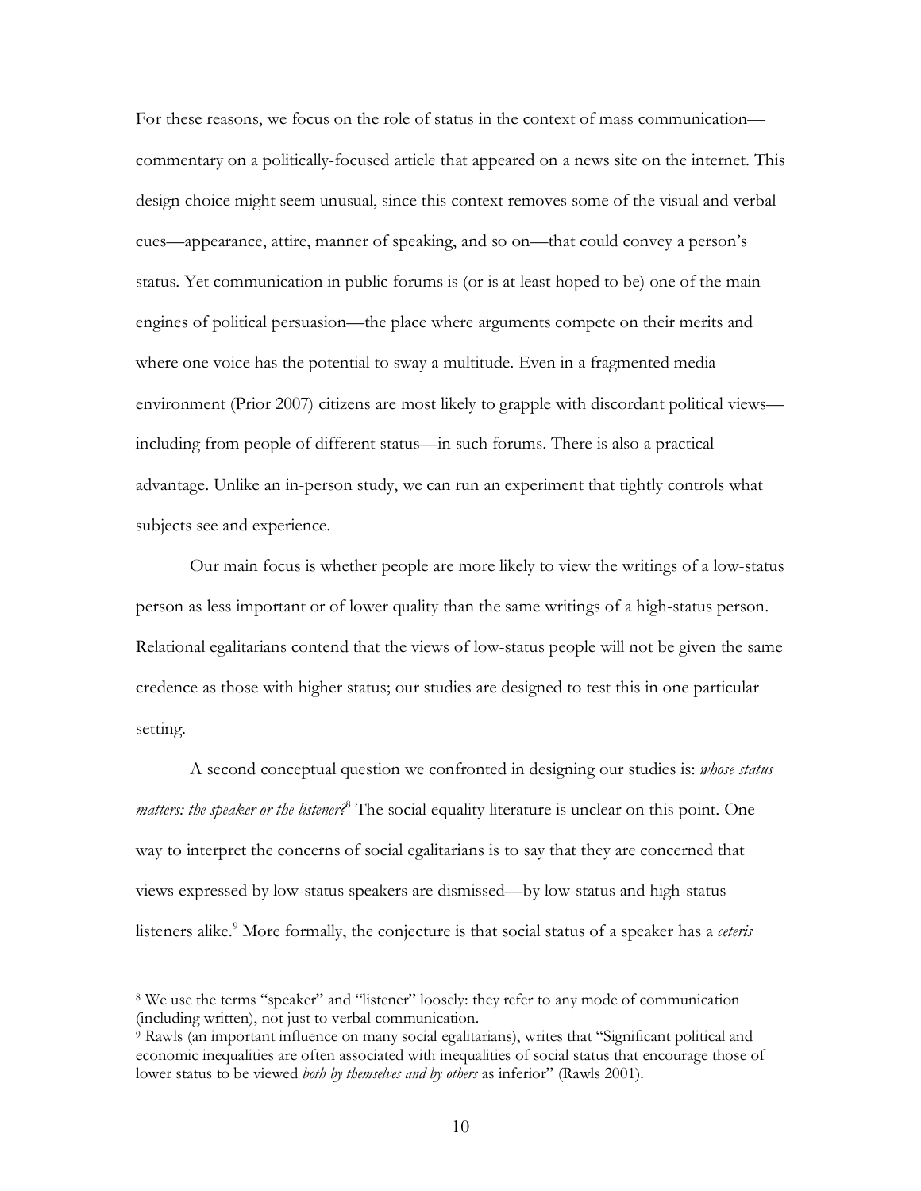For these reasons, we focus on the role of status in the context of mass communication—commentary on a politically-focused article that appeared on a news site on the internet. This design choice might seem unusual, since this context removes some of the visual and verbal cues—appearance, attire, manner of speaking, and so on—that could convey a person's status. Yet communication in public forums is (or is at least hoped to be) one of the main engines of political persuasion—the place where arguments compete on their merits and where one voice has the potential to sway a multitude. Even in a fragmented media environment (Prior 2007) citizens are most likely to grapple with discordant political views—including from people of different status—in such forums. There is also a practical advantage. Unlike an in-person study, we can run an experiment that tightly controls what subjects see and experience.

Our main focus is whether people are more likely to view the writings of a low-status person as less important or of lower quality than the same writings of a high-status person. Relational egalitarians contend that the views of low-status people will not be given the same credence as those with higher status; our studies are designed to test this in one particular setting.

A second conceptual question we confronted in designing our studies is: *whose status matters: the speaker or the listener?*[8] The social equality literature is unclear on this point. One way to interpret the concerns of social egalitarians is to say that they are concerned that views expressed by low-status speakers are dismissed—by low-status and high-status listeners alike.[9] More formally, the conjecture is that social status of a speaker has a *ceteris*

---

[8] We use the terms "speaker" and "listener" loosely: they refer to any mode of communication (including written), not just to verbal communication.

[9] Rawls (an important influence on many social egalitarians), writes that "Significant political and economic inequalities are often associated with inequalities of social status that encourage those of lower status to be viewed *both by themselves and by others* as inferior" (Rawls 2001).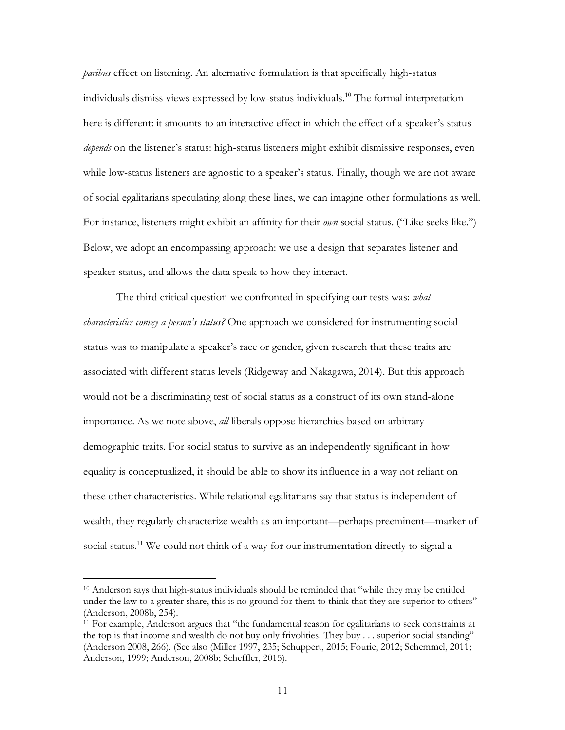*paribus* effect on listening. An alternative formulation is that specifically high-status individuals dismiss views expressed by low-status individuals.[10] The formal interpretation here is different: it amounts to an interactive effect in which the effect of a speaker's status *depends* on the listener's status: high-status listeners might exhibit dismissive responses, even while low-status listeners are agnostic to a speaker's status. Finally, though we are not aware of social egalitarians speculating along these lines, we can imagine other formulations as well. For instance, listeners might exhibit an affinity for their *own* social status. ("Like seeks like.") Below, we adopt an encompassing approach: we use a design that separates listener and speaker status, and allows the data speak to how they interact.

The third critical question we confronted in specifying our tests was: *what characteristics convey a person's status?* One approach we considered for instrumenting social status was to manipulate a speaker's race or gender, given research that these traits are associated with different status levels (Ridgeway and Nakagawa, 2014). But this approach would not be a discriminating test of social status as a construct of its own stand-alone importance. As we note above, *all* liberals oppose hierarchies based on arbitrary demographic traits. For social status to survive as an independently significant in how equality is conceptualized, it should be able to show its influence in a way not reliant on these other characteristics. While relational egalitarians say that status is independent of wealth, they regularly characterize wealth as an important—perhaps preeminent—marker of social status.[11] We could not think of a way for our instrumentation directly to signal a

---

[10] Anderson says that high-status individuals should be reminded that "while they may be entitled under the law to a greater share, this is no ground for them to think that they are superior to others" (Anderson, 2008b, 254).

[11] For example, Anderson argues that "the fundamental reason for egalitarians to seek constraints at the top is that income and wealth do not buy only frivolities. They buy . . . superior social standing" (Anderson 2008, 266). (See also (Miller 1997, 235; Schuppert, 2015; Fourie, 2012; Schemmel, 2011; Anderson, 1999; Anderson, 2008b; Scheffler, 2015).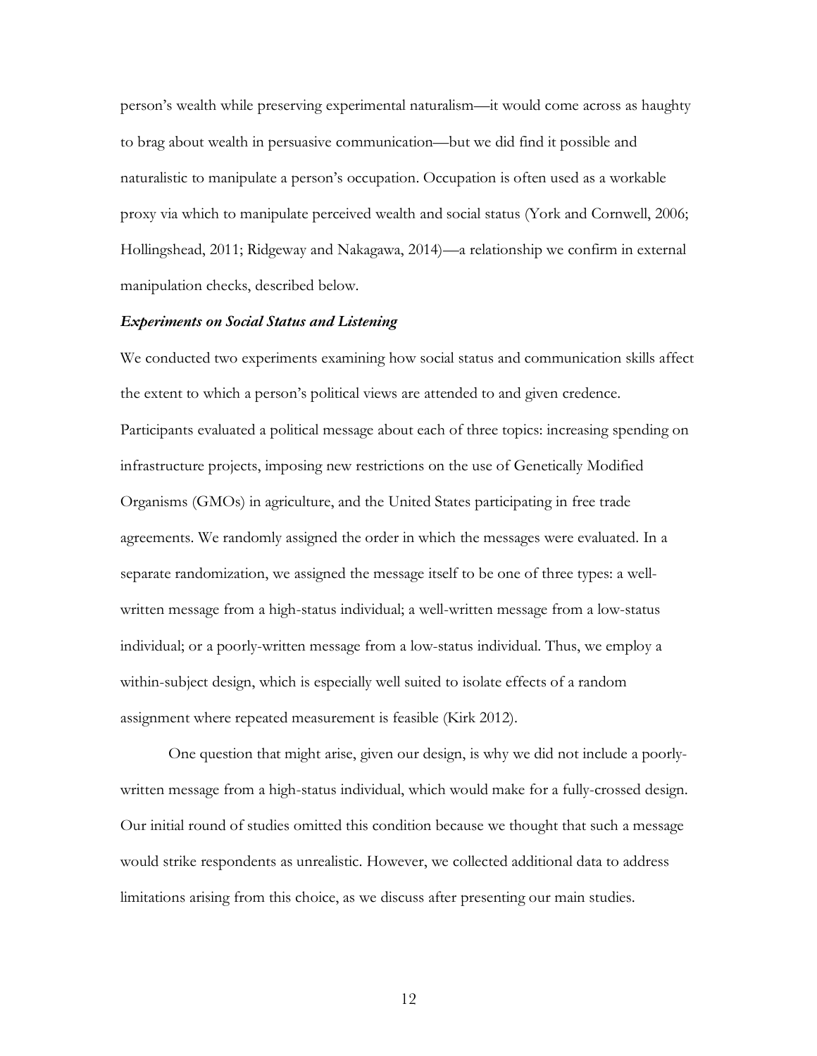person's wealth while preserving experimental naturalism—it would come across as haughty to brag about wealth in persuasive communication—but we did find it possible and naturalistic to manipulate a person's occupation. Occupation is often used as a workable proxy via which to manipulate perceived wealth and social status (York and Cornwell, 2006; Hollingshead, 2011; Ridgeway and Nakagawa, 2014)—a relationship we confirm in external manipulation checks, described below.

### *Experiments on Social Status and Listening*

We conducted two experiments examining how social status and communication skills affect the extent to which a person's political views are attended to and given credence. Participants evaluated a political message about each of three topics: increasing spending on infrastructure projects, imposing new restrictions on the use of Genetically Modified Organisms (GMOs) in agriculture, and the United States participating in free trade agreements. We randomly assigned the order in which the messages were evaluated. In a separate randomization, we assigned the message itself to be one of three types: a well-written message from a high-status individual; a well-written message from a low-status individual; or a poorly-written message from a low-status individual. Thus, we employ a within-subject design, which is especially well suited to isolate effects of a random assignment where repeated measurement is feasible (Kirk 2012).

One question that might arise, given our design, is why we did not include a poorly-written message from a high-status individual, which would make for a fully-crossed design. Our initial round of studies omitted this condition because we thought that such a message would strike respondents as unrealistic. However, we collected additional data to address limitations arising from this choice, as we discuss after presenting our main studies.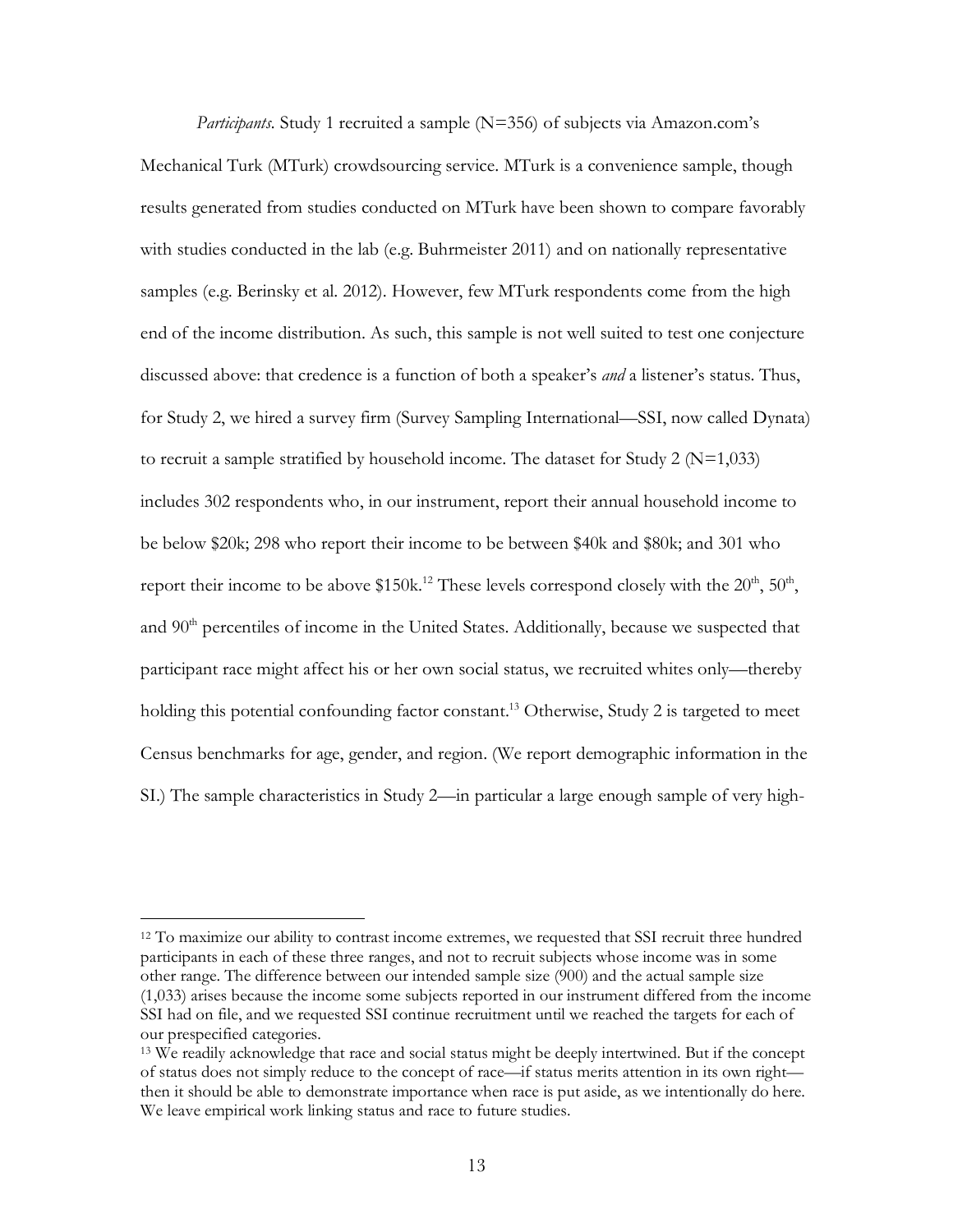*Participants*. Study 1 recruited a sample (N=356) of subjects via Amazon.com's Mechanical Turk (MTurk) crowdsourcing service. MTurk is a convenience sample, though results generated from studies conducted on MTurk have been shown to compare favorably with studies conducted in the lab (e.g. Buhrmeister 2011) and on nationally representative samples (e.g. Berinsky et al. 2012). However, few MTurk respondents come from the high end of the income distribution. As such, this sample is not well suited to test one conjecture discussed above: that credence is a function of both a speaker's *and* a listener's status. Thus, for Study 2, we hired a survey firm (Survey Sampling International—SSI, now called Dynata) to recruit a sample stratified by household income. The dataset for Study 2 (N=1,033) includes 302 respondents who, in our instrument, report their annual household income to be below $20k; 298 who report their income to be between $40k and $80k; and 301 who report their income to be above $150k.[12] These levels correspond closely with the 20th, 50th, and 90th percentiles of income in the United States. Additionally, because we suspected that participant race might affect his or her own social status, we recruited whites only—thereby holding this potential confounding factor constant.[13] Otherwise, Study 2 is targeted to meet Census benchmarks for age, gender, and region. (We report demographic information in the SI.) The sample characteristics in Study 2—in particular a large enough sample of very high-

[12] To maximize our ability to contrast income extremes, we requested that SSI recruit three hundred participants in each of these three ranges, and not to recruit subjects whose income was in some other range. The difference between our intended sample size (900) and the actual sample size (1,033) arises because the income some subjects reported in our instrument differed from the income SSI had on file, and we requested SSI continue recruitment until we reached the targets for each of our prespecified categories.

[13] We readily acknowledge that race and social status might be deeply intertwined. But if the concept of status does not simply reduce to the concept of race—if status merits attention in its own right—then it should be able to demonstrate importance when race is put aside, as we intentionally do here. We leave empirical work linking status and race to future studies.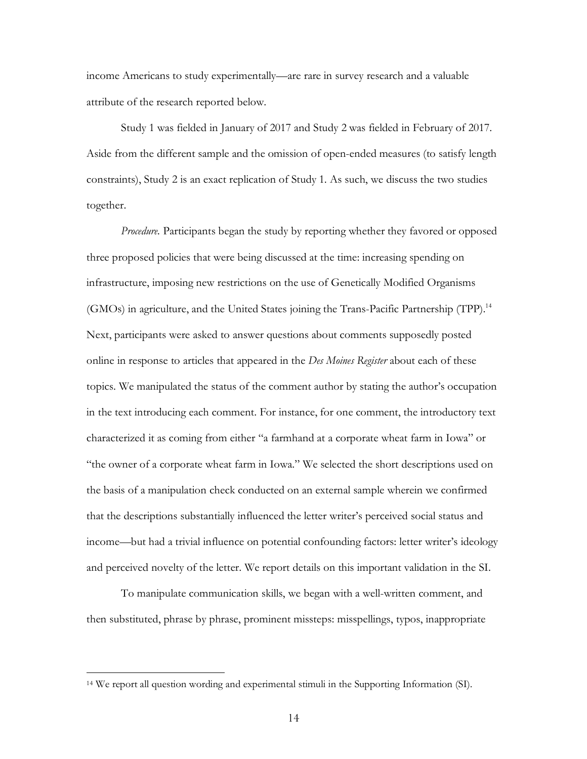income Americans to study experimentally—are rare in survey research and a valuable attribute of the research reported below.

Study 1 was fielded in January of 2017 and Study 2 was fielded in February of 2017. Aside from the different sample and the omission of open-ended measures (to satisfy length constraints), Study 2 is an exact replication of Study 1. As such, we discuss the two studies together.

*Procedure.* Participants began the study by reporting whether they favored or opposed three proposed policies that were being discussed at the time: increasing spending on infrastructure, imposing new restrictions on the use of Genetically Modified Organisms (GMOs) in agriculture, and the United States joining the Trans-Pacific Partnership (TPP).[14] Next, participants were asked to answer questions about comments supposedly posted online in response to articles that appeared in the *Des Moines Register* about each of these topics. We manipulated the status of the comment author by stating the author's occupation in the text introducing each comment. For instance, for one comment, the introductory text characterized it as coming from either "a farmhand at a corporate wheat farm in Iowa" or "the owner of a corporate wheat farm in Iowa." We selected the short descriptions used on the basis of a manipulation check conducted on an external sample wherein we confirmed that the descriptions substantially influenced the letter writer's perceived social status and income—but had a trivial influence on potential confounding factors: letter writer's ideology and perceived novelty of the letter. We report details on this important validation in the SI.

To manipulate communication skills, we began with a well-written comment, and then substituted, phrase by phrase, prominent missteps: misspellings, typos, inappropriate

[14] We report all question wording and experimental stimuli in the Supporting Information (SI).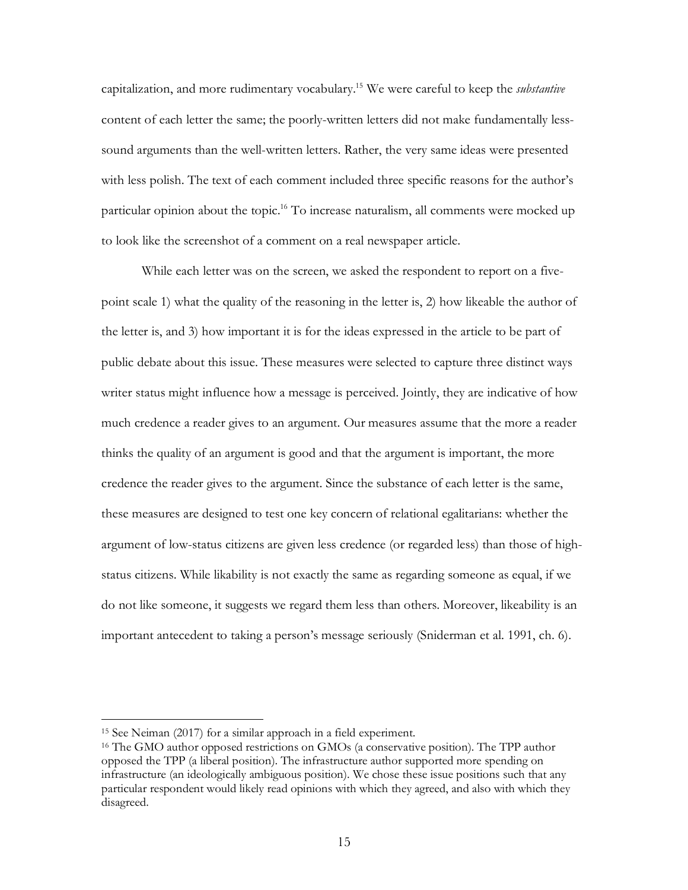capitalization, and more rudimentary vocabulary.[15] We were careful to keep the *substantive* content of each letter the same; the poorly-written letters did not make fundamentally less-sound arguments than the well-written letters. Rather, the very same ideas were presented with less polish. The text of each comment included three specific reasons for the author's particular opinion about the topic.[16] To increase naturalism, all comments were mocked up to look like the screenshot of a comment on a real newspaper article.

While each letter was on the screen, we asked the respondent to report on a five-point scale 1) what the quality of the reasoning in the letter is, 2) how likeable the author of the letter is, and 3) how important it is for the ideas expressed in the article to be part of public debate about this issue. These measures were selected to capture three distinct ways writer status might influence how a message is perceived. Jointly, they are indicative of how much credence a reader gives to an argument. Our measures assume that the more a reader thinks the quality of an argument is good and that the argument is important, the more credence the reader gives to the argument. Since the substance of each letter is the same, these measures are designed to test one key concern of relational egalitarians: whether the argument of low-status citizens are given less credence (or regarded less) than those of high-status citizens. While likability is not exactly the same as regarding someone as equal, if we do not like someone, it suggests we regard them less than others. Moreover, likeability is an important antecedent to taking a person's message seriously (Sniderman et al. 1991, ch. 6).

[15] See Neiman (2017) for a similar approach in a field experiment.

[16] The GMO author opposed restrictions on GMOs (a conservative position). The TPP author opposed the TPP (a liberal position). The infrastructure author supported more spending on infrastructure (an ideologically ambiguous position). We chose these issue positions such that any particular respondent would likely read opinions with which they agreed, and also with which they disagreed.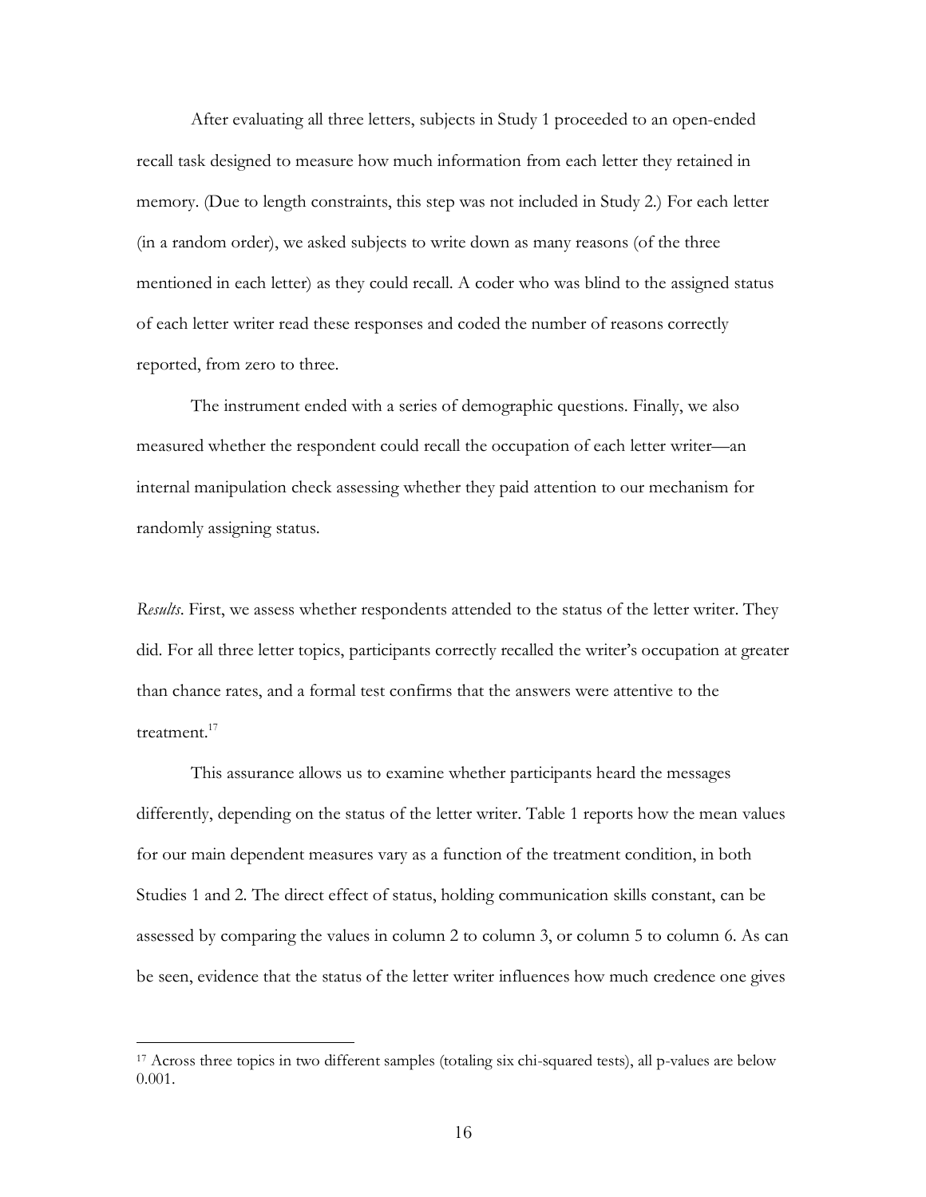After evaluating all three letters, subjects in Study 1 proceeded to an open-ended recall task designed to measure how much information from each letter they retained in memory. (Due to length constraints, this step was not included in Study 2.) For each letter (in a random order), we asked subjects to write down as many reasons (of the three mentioned in each letter) as they could recall. A coder who was blind to the assigned status of each letter writer read these responses and coded the number of reasons correctly reported, from zero to three.

The instrument ended with a series of demographic questions. Finally, we also measured whether the respondent could recall the occupation of each letter writer—an internal manipulation check assessing whether they paid attention to our mechanism for randomly assigning status.

*Results*. First, we assess whether respondents attended to the status of the letter writer. They did. For all three letter topics, participants correctly recalled the writer's occupation at greater than chance rates, and a formal test confirms that the answers were attentive to the treatment.[17]

This assurance allows us to examine whether participants heard the messages differently, depending on the status of the letter writer. Table 1 reports how the mean values for our main dependent measures vary as a function of the treatment condition, in both Studies 1 and 2. The direct effect of status, holding communication skills constant, can be assessed by comparing the values in column 2 to column 3, or column 5 to column 6. As can be seen, evidence that the status of the letter writer influences how much credence one gives

[17] Across three topics in two different samples (totaling six chi-squared tests), all p-values are below 0.001.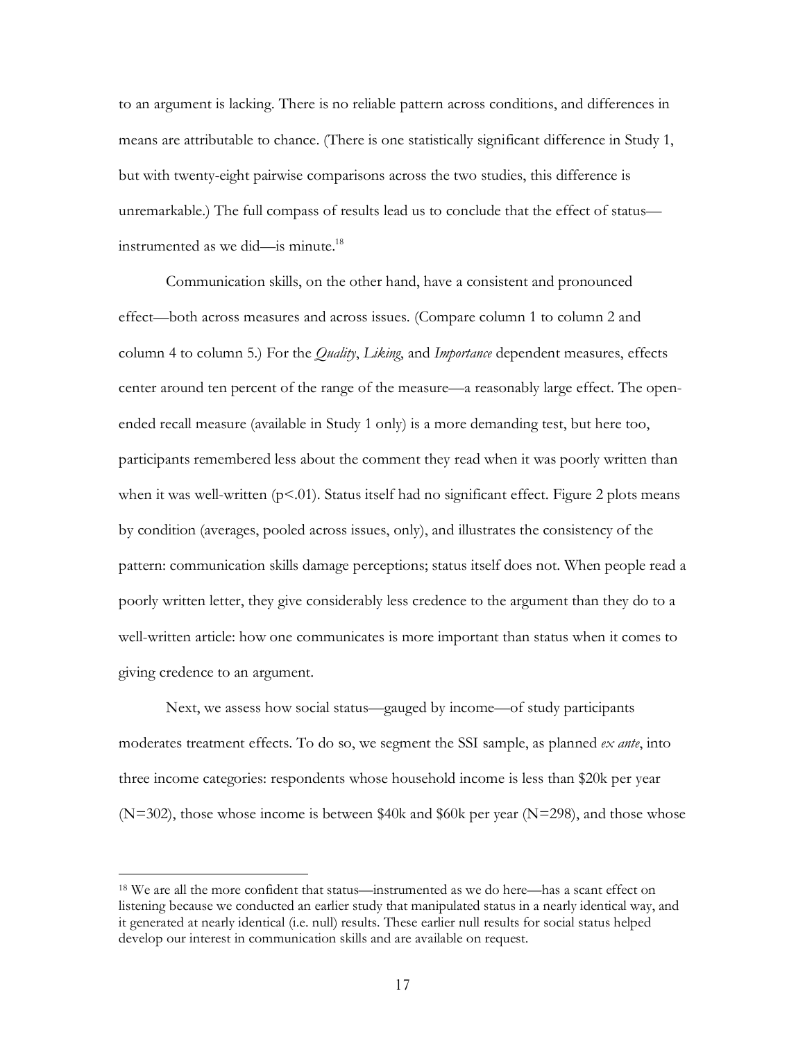to an argument is lacking. There is no reliable pattern across conditions, and differences in means are attributable to chance. (There is one statistically significant difference in Study 1, but with twenty-eight pairwise comparisons across the two studies, this difference is unremarkable.) The full compass of results lead us to conclude that the effect of status—instrumented as we did—is minute.[18]

Communication skills, on the other hand, have a consistent and pronounced effect—both across measures and across issues. (Compare column 1 to column 2 and column 4 to column 5.) For the *Quality*, *Liking*, and *Importance* dependent measures, effects center around ten percent of the range of the measure—a reasonably large effect. The open-ended recall measure (available in Study 1 only) is a more demanding test, but here too, participants remembered less about the comment they read when it was poorly written than when it was well-written ($p<.01$). Status itself had no significant effect. Figure 2 plots means by condition (averages, pooled across issues, only), and illustrates the consistency of the pattern: communication skills damage perceptions; status itself does not. When people read a poorly written letter, they give considerably less credence to the argument than they do to a well-written article: how one communicates is more important than status when it comes to giving credence to an argument.

Next, we assess how social status—gauged by income—of study participants moderates treatment effects. To do so, we segment the SSI sample, as planned *ex ante*, into three income categories: respondents whose household income is less than $20k per year (N=302), those whose income is between $40k and $60k per year (N=298), and those whose

---

[18] We are all the more confident that status—instrumented as we do here—has a scant effect on listening because we conducted an earlier study that manipulated status in a nearly identical way, and it generated at nearly identical (i.e. null) results. These earlier null results for social status helped develop our interest in communication skills and are available on request.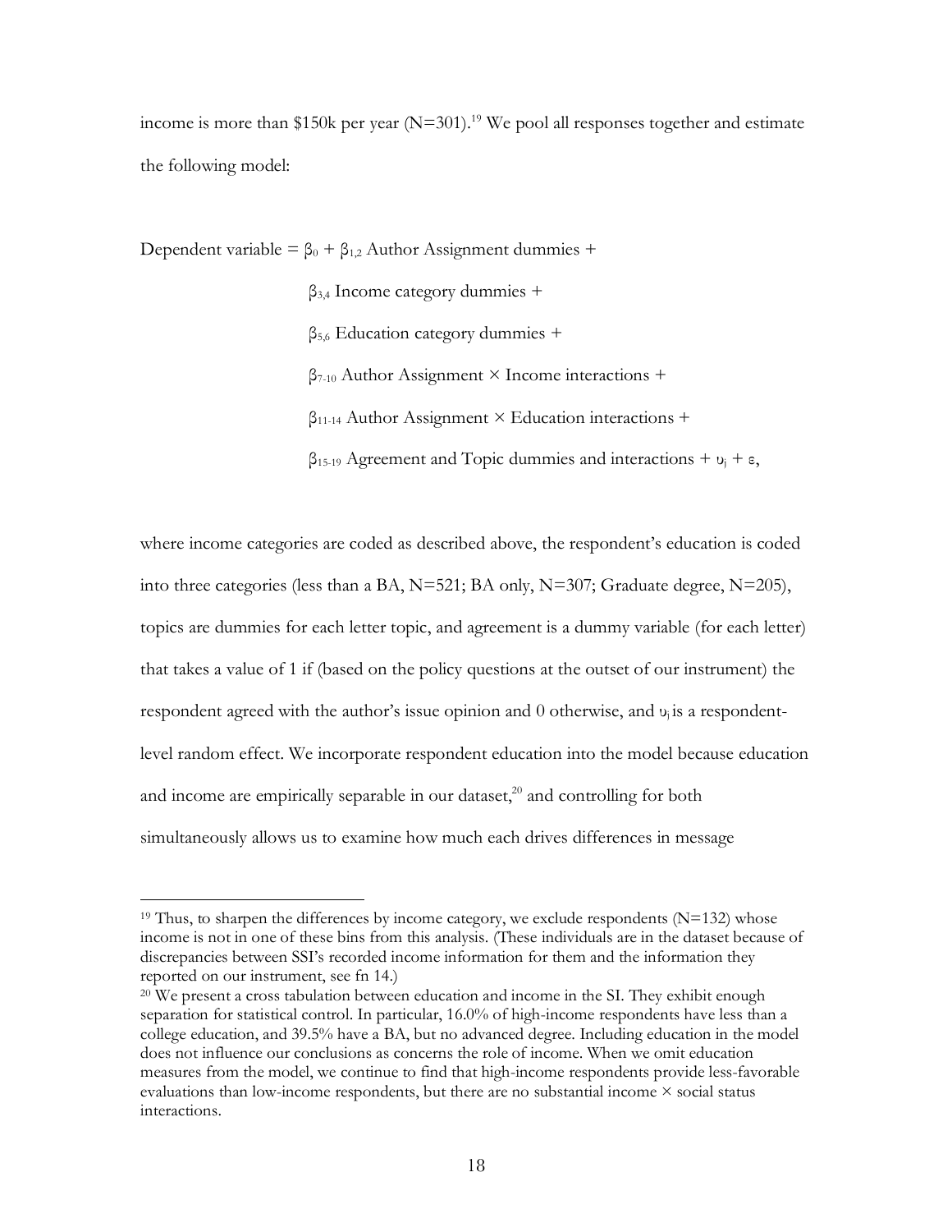income is more than \$150k per year (N=301).[19] We pool all responses together and estimate the following model:

$$
\begin{aligned}
\text{Dependent variable} = \beta_0 &+ \beta_{1,2} \text{ Author Assignment dummies} + \\
&\beta_{3,4} \text{ Income category dummies} + \\
&\beta_{5,6} \text{ Education category dummies} + \\
&\beta_{7\text{-}10} \text{ Author Assignment} \times \text{Income interactions} + \\
&\beta_{11\text{-}14} \text{ Author Assignment} \times \text{Education interactions} + \\
&\beta_{15\text{-}19} \text{ Agreement and Topic dummies and interactions} + \upsilon_j + \varepsilon,
\end{aligned}
$$

where income categories are coded as described above, the respondent's education is coded into three categories (less than a BA, N=521; BA only, N=307; Graduate degree, N=205), topics are dummies for each letter topic, and agreement is a dummy variable (for each letter) that takes a value of 1 if (based on the policy questions at the outset of our instrument) the respondent agreed with the author's issue opinion and 0 otherwise, and $\upsilon_j$ is a respondent-level random effect. We incorporate respondent education into the model because education and income are empirically separable in our dataset,[20] and controlling for both simultaneously allows us to examine how much each drives differences in message

---

[19] Thus, to sharpen the differences by income category, we exclude respondents (N=132) whose income is not in one of these bins from this analysis. (These individuals are in the dataset because of discrepancies between SSI's recorded income information for them and the information they reported on our instrument, see fn 14.)

[20] We present a cross tabulation between education and income in the SI. They exhibit enough separation for statistical control. In particular, 16.0% of high-income respondents have less than a college education, and 39.5% have a BA, but no advanced degree. Including education in the model does not influence our conclusions as concerns the role of income. When we omit education measures from the model, we continue to find that high-income respondents provide less-favorable evaluations than low-income respondents, but there are no substantial income × social status interactions.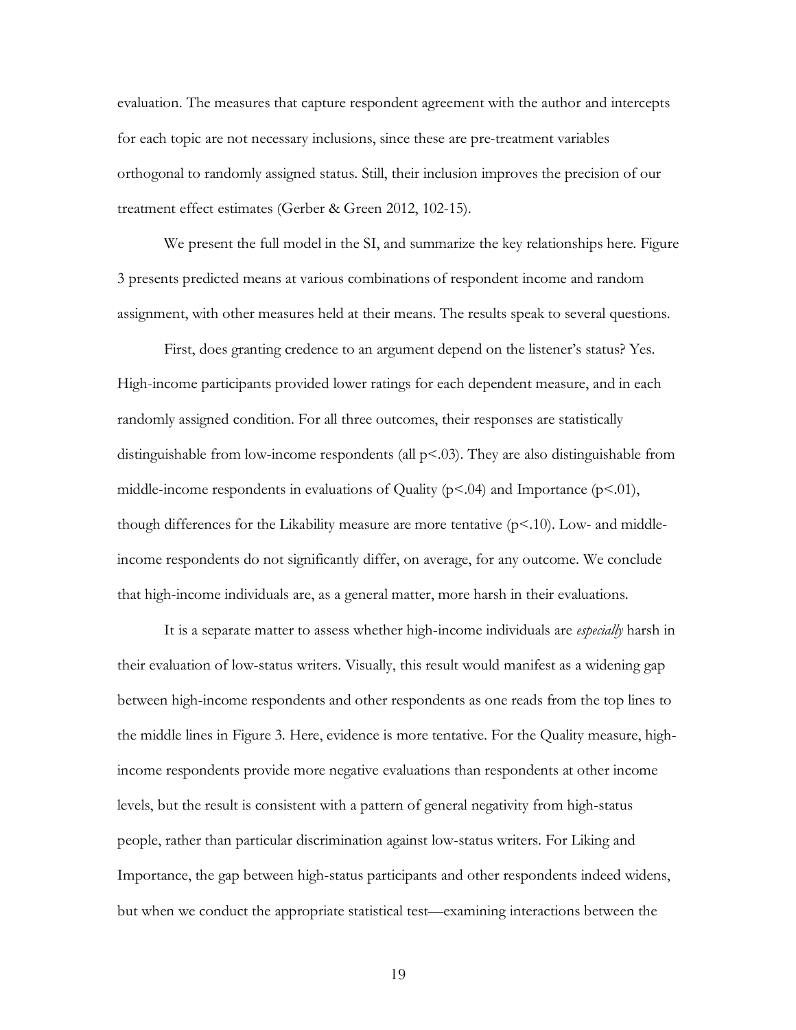evaluation. The measures that capture respondent agreement with the author and intercepts for each topic are not necessary inclusions, since these are pre-treatment variables orthogonal to randomly assigned status. Still, their inclusion improves the precision of our treatment effect estimates (Gerber & Green 2012, 102-15).

We present the full model in the SI, and summarize the key relationships here. Figure 3 presents predicted means at various combinations of respondent income and random assignment, with other measures held at their means. The results speak to several questions.

First, does granting credence to an argument depend on the listener's status? Yes. High-income participants provided lower ratings for each dependent measure, and in each randomly assigned condition. For all three outcomes, their responses are statistically distinguishable from low-income respondents (all $p<.03$). They are also distinguishable from middle-income respondents in evaluations of Quality ($p<.04$) and Importance ($p<.01$), though differences for the Likability measure are more tentative ($p<.10$). Low- and middle-income respondents do not significantly differ, on average, for any outcome. We conclude that high-income individuals are, as a general matter, more harsh in their evaluations.

It is a separate matter to assess whether high-income individuals are *especially* harsh in their evaluation of low-status writers. Visually, this result would manifest as a widening gap between high-income respondents and other respondents as one reads from the top lines to the middle lines in Figure 3. Here, evidence is more tentative. For the Quality measure, high-income respondents provide more negative evaluations than respondents at other income levels, but the result is consistent with a pattern of general negativity from high-status people, rather than particular discrimination against low-status writers. For Liking and Importance, the gap between high-status participants and other respondents indeed widens, but when we conduct the appropriate statistical test—examining interactions between the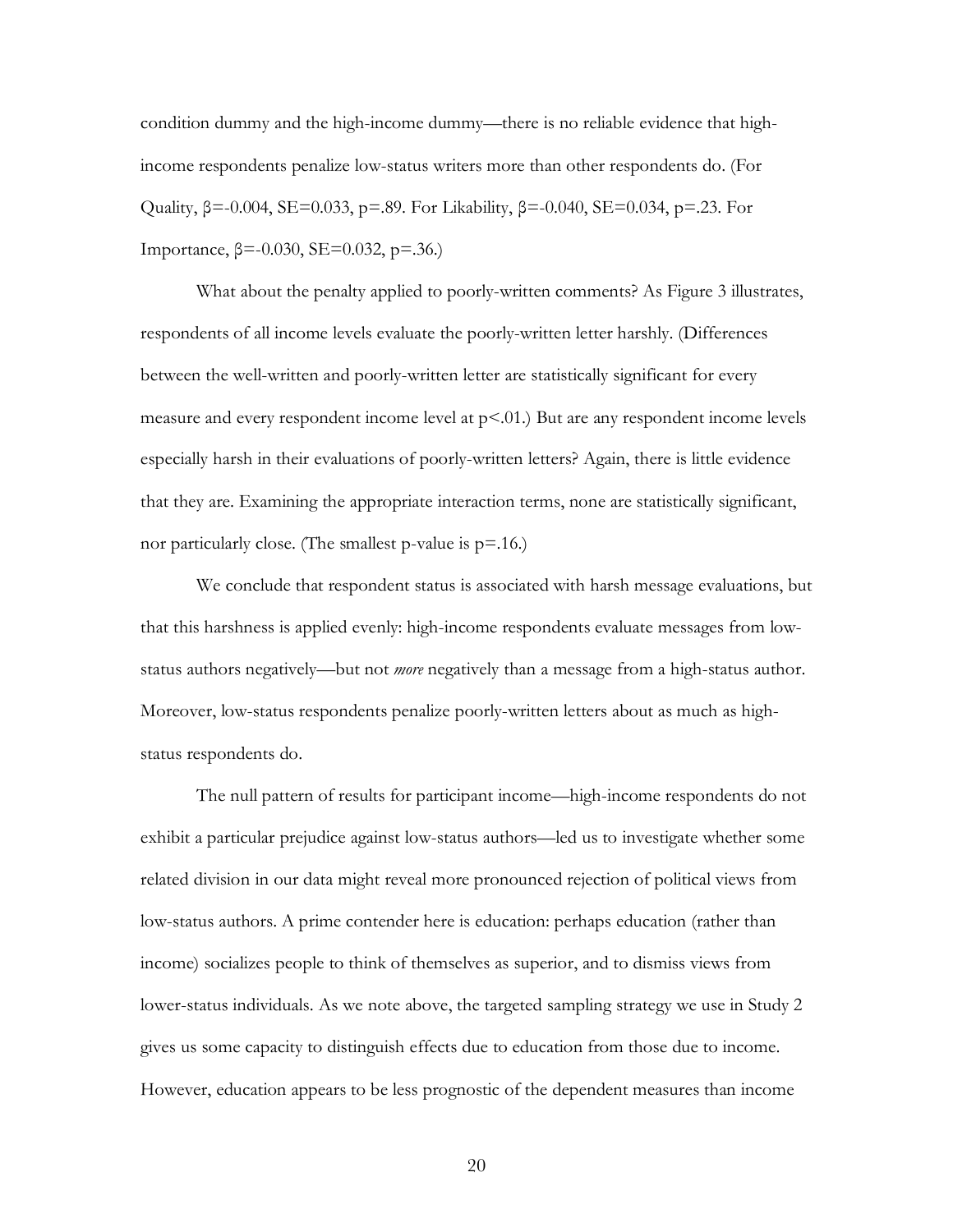condition dummy and the high-income dummy—there is no reliable evidence that high-income respondents penalize low-status writers more than other respondents do. (For Quality, $\beta=-0.004$, $SE=0.033$, $p=.89$. For Likability, $\beta=-0.040$, $SE=0.034$, $p=.23$. For Importance, $\beta=-0.030$, $SE=0.032$, $p=.36$.)

What about the penalty applied to poorly-written comments? As Figure 3 illustrates, respondents of all income levels evaluate the poorly-written letter harshly. (Differences between the well-written and poorly-written letter are statistically significant for every measure and every respondent income level at $p<.01$.) But are any respondent income levels especially harsh in their evaluations of poorly-written letters? Again, there is little evidence that they are. Examining the appropriate interaction terms, none are statistically significant, nor particularly close. (The smallest p-value is $p=.16$.)

We conclude that respondent status is associated with harsh message evaluations, but that this harshness is applied evenly: high-income respondents evaluate messages from low-status authors negatively—but not *more* negatively than a message from a high-status author. Moreover, low-status respondents penalize poorly-written letters about as much as high-status respondents do.

The null pattern of results for participant income—high-income respondents do not exhibit a particular prejudice against low-status authors—led us to investigate whether some related division in our data might reveal more pronounced rejection of political views from low-status authors. A prime contender here is education: perhaps education (rather than income) socializes people to think of themselves as superior, and to dismiss views from lower-status individuals. As we note above, the targeted sampling strategy we use in Study 2 gives us some capacity to distinguish effects due to education from those due to income. However, education appears to be less prognostic of the dependent measures than income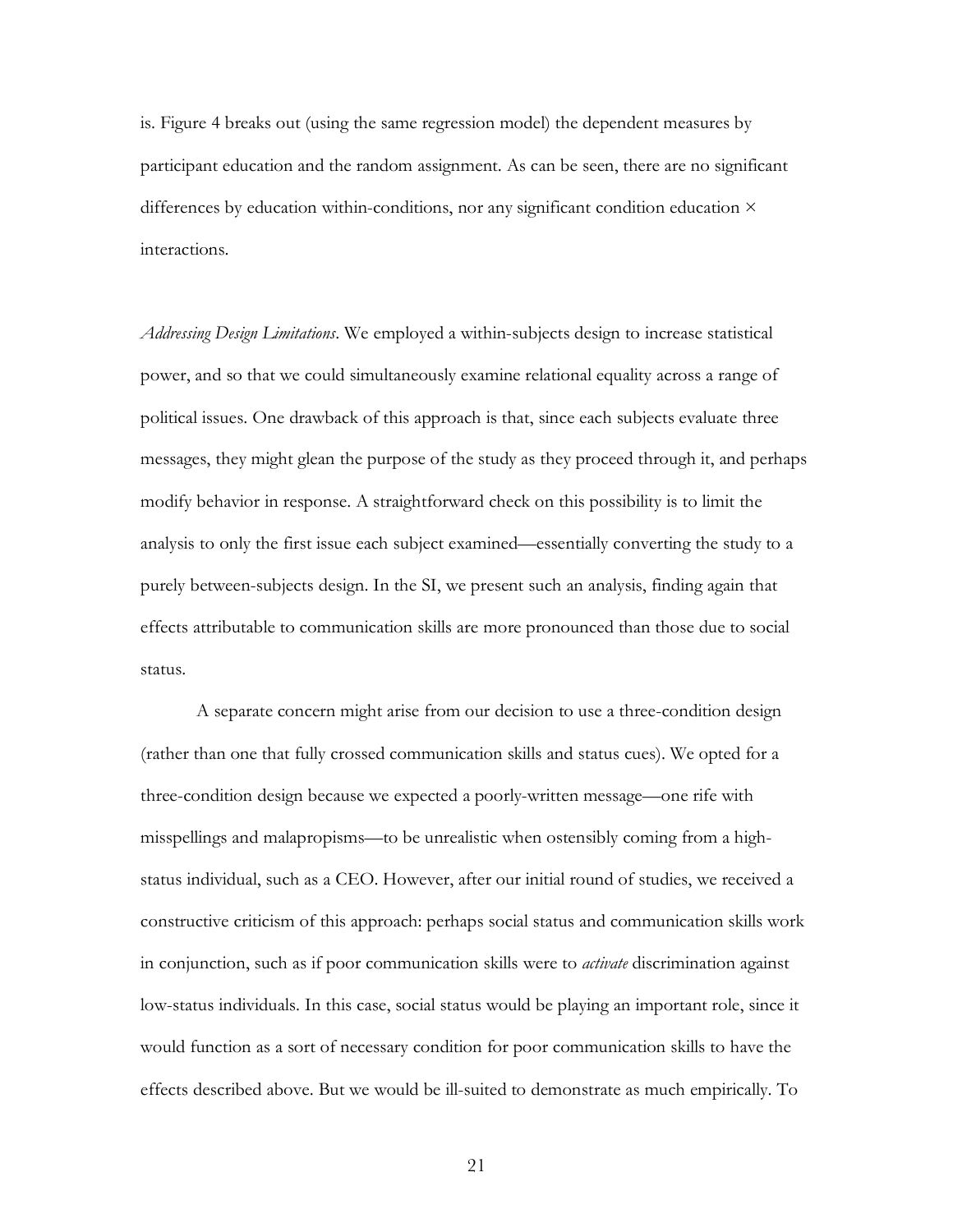is. Figure 4 breaks out (using the same regression model) the dependent measures by participant education and the random assignment. As can be seen, there are no significant differences by education within-conditions, nor any significant condition education × interactions.

*Addressing Design Limitations*. We employed a within-subjects design to increase statistical power, and so that we could simultaneously examine relational equality across a range of political issues. One drawback of this approach is that, since each subjects evaluate three messages, they might glean the purpose of the study as they proceed through it, and perhaps modify behavior in response. A straightforward check on this possibility is to limit the analysis to only the first issue each subject examined—essentially converting the study to a purely between-subjects design. In the SI, we present such an analysis, finding again that effects attributable to communication skills are more pronounced than those due to social status.

A separate concern might arise from our decision to use a three-condition design (rather than one that fully crossed communication skills and status cues). We opted for a three-condition design because we expected a poorly-written message—one rife with misspellings and malapropisms—to be unrealistic when ostensibly coming from a high-status individual, such as a CEO. However, after our initial round of studies, we received a constructive criticism of this approach: perhaps social status and communication skills work in conjunction, such as if poor communication skills were to *activate* discrimination against low-status individuals. In this case, social status would be playing an important role, since it would function as a sort of necessary condition for poor communication skills to have the effects described above. But we would be ill-suited to demonstrate as much empirically. To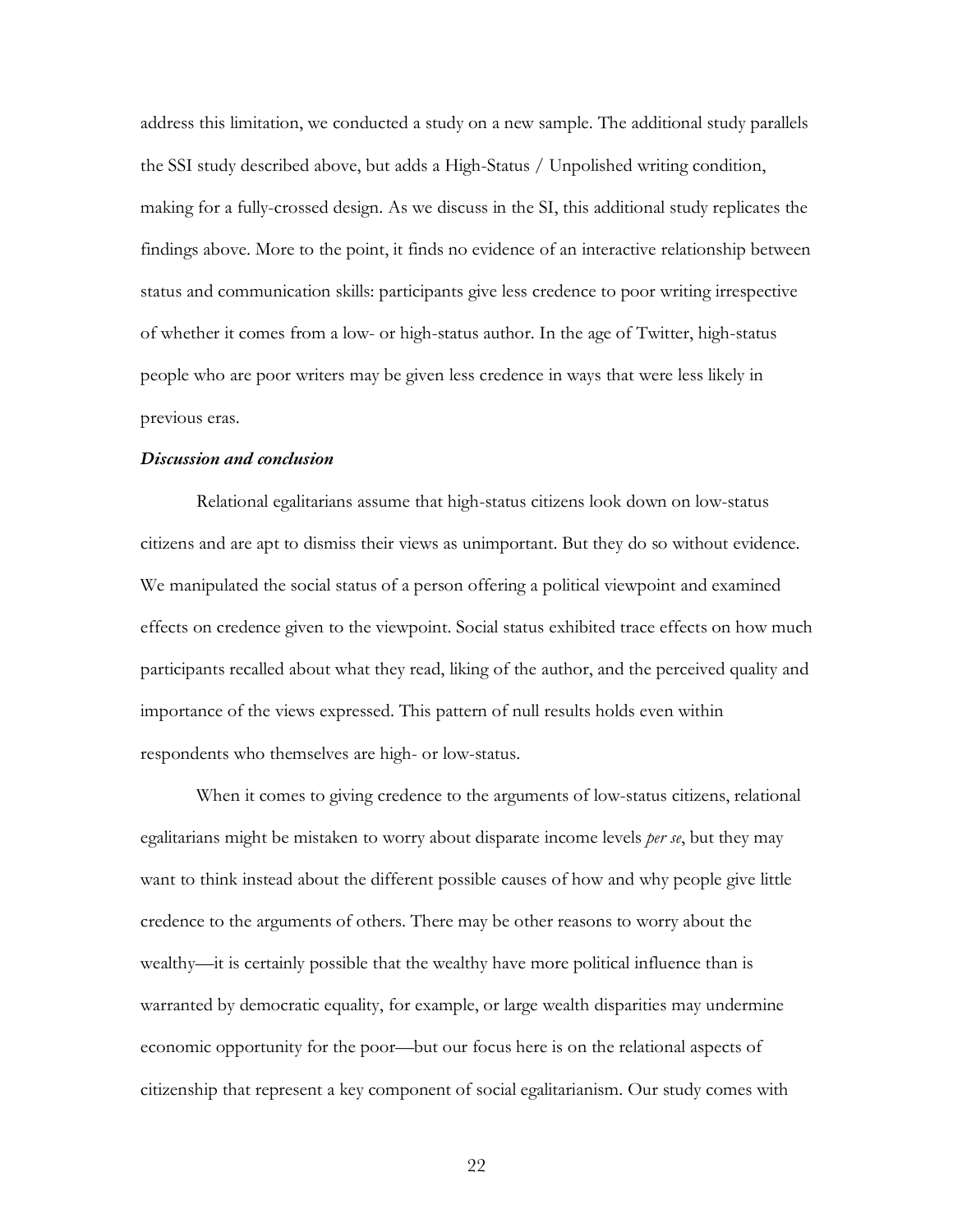address this limitation, we conducted a study on a new sample. The additional study parallels the SSI study described above, but adds a High-Status / Unpolished writing condition, making for a fully-crossed design. As we discuss in the SI, this additional study replicates the findings above. More to the point, it finds no evidence of an interactive relationship between status and communication skills: participants give less credence to poor writing irrespective of whether it comes from a low- or high-status author. In the age of Twitter, high-status people who are poor writers may be given less credence in ways that were less likely in previous eras.

***Discussion and conclusion***

Relational egalitarians assume that high-status citizens look down on low-status citizens and are apt to dismiss their views as unimportant. But they do so without evidence. We manipulated the social status of a person offering a political viewpoint and examined effects on credence given to the viewpoint. Social status exhibited trace effects on how much participants recalled about what they read, liking of the author, and the perceived quality and importance of the views expressed. This pattern of null results holds even within respondents who themselves are high- or low-status.

When it comes to giving credence to the arguments of low-status citizens, relational egalitarians might be mistaken to worry about disparate income levels *per se*, but they may want to think instead about the different possible causes of how and why people give little credence to the arguments of others. There may be other reasons to worry about the wealthy—it is certainly possible that the wealthy have more political influence than is warranted by democratic equality, for example, or large wealth disparities may undermine economic opportunity for the poor—but our focus here is on the relational aspects of citizenship that represent a key component of social egalitarianism. Our study comes with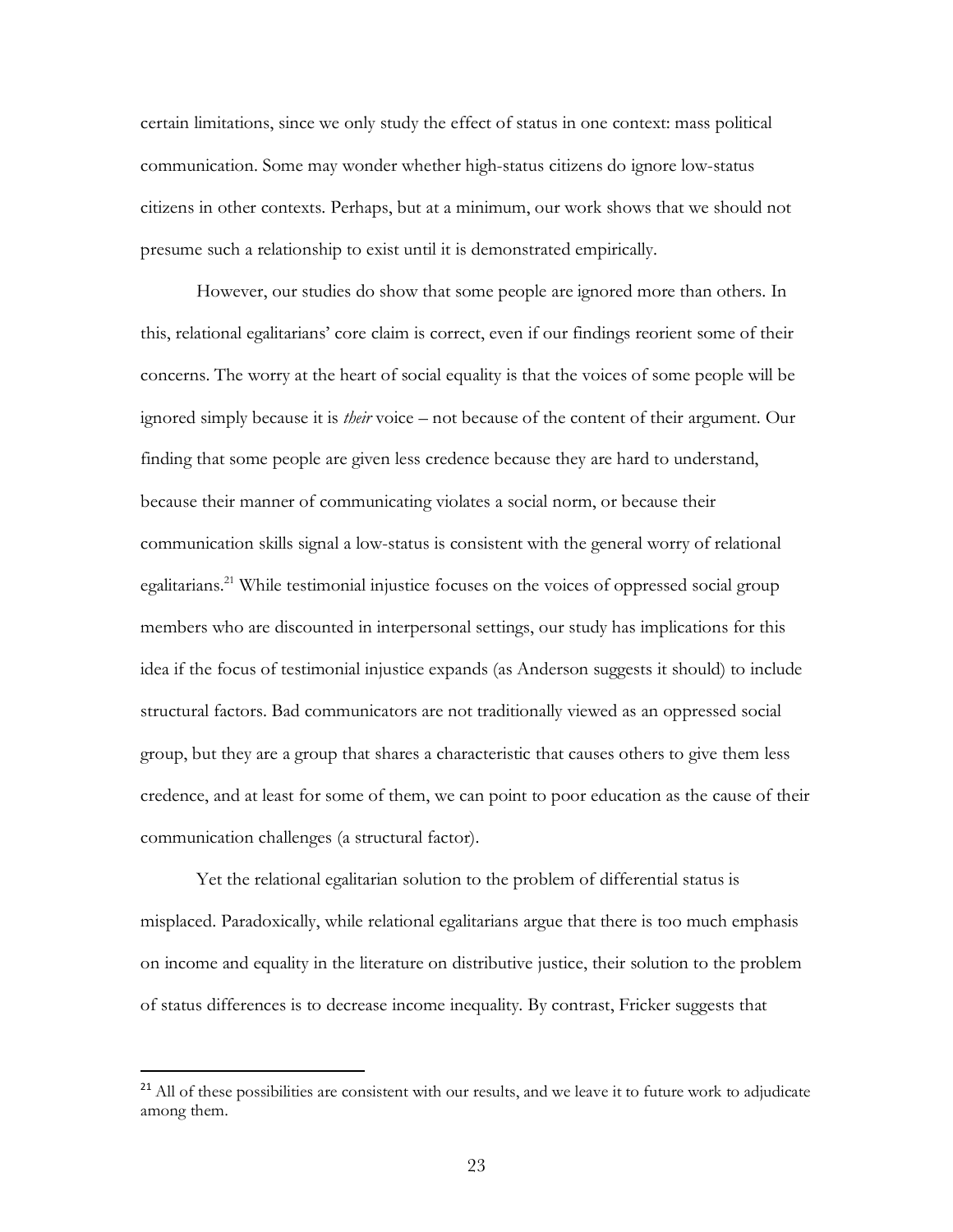certain limitations, since we only study the effect of status in one context: mass political communication. Some may wonder whether high-status citizens do ignore low-status citizens in other contexts. Perhaps, but at a minimum, our work shows that we should not presume such a relationship to exist until it is demonstrated empirically.

However, our studies do show that some people are ignored more than others. In this, relational egalitarians' core claim is correct, even if our findings reorient some of their concerns. The worry at the heart of social equality is that the voices of some people will be ignored simply because it is *their* voice – not because of the content of their argument. Our finding that some people are given less credence because they are hard to understand, because their manner of communicating violates a social norm, or because their communication skills signal a low-status is consistent with the general worry of relational egalitarians.[21] While testimonial injustice focuses on the voices of oppressed social group members who are discounted in interpersonal settings, our study has implications for this idea if the focus of testimonial injustice expands (as Anderson suggests it should) to include structural factors. Bad communicators are not traditionally viewed as an oppressed social group, but they are a group that shares a characteristic that causes others to give them less credence, and at least for some of them, we can point to poor education as the cause of their communication challenges (a structural factor).

Yet the relational egalitarian solution to the problem of differential status is misplaced. Paradoxically, while relational egalitarians argue that there is too much emphasis on income and equality in the literature on distributive justice, their solution to the problem of status differences is to decrease income inequality. By contrast, Fricker suggests that

[21] All of these possibilities are consistent with our results, and we leave it to future work to adjudicate among them.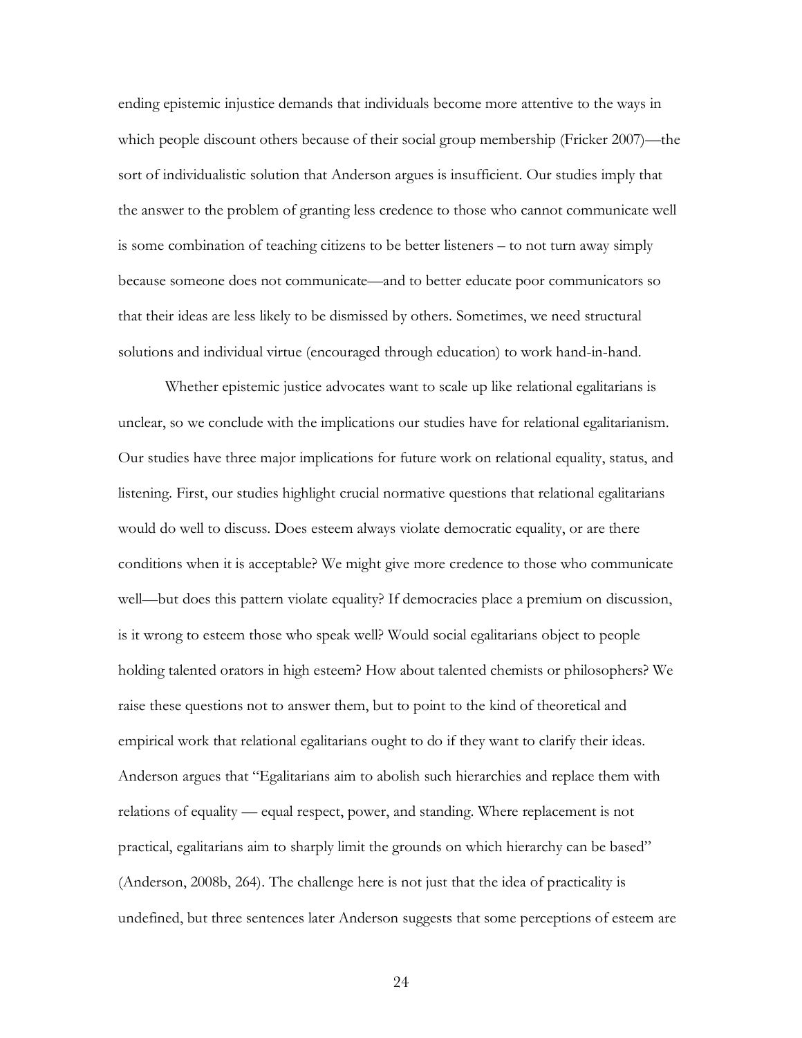ending epistemic injustice demands that individuals become more attentive to the ways in which people discount others because of their social group membership (Fricker 2007)—the sort of individualistic solution that Anderson argues is insufficient. Our studies imply that the answer to the problem of granting less credence to those who cannot communicate well is some combination of teaching citizens to be better listeners – to not turn away simply because someone does not communicate—and to better educate poor communicators so that their ideas are less likely to be dismissed by others. Sometimes, we need structural solutions and individual virtue (encouraged through education) to work hand-in-hand.

Whether epistemic justice advocates want to scale up like relational egalitarians is unclear, so we conclude with the implications our studies have for relational egalitarianism. Our studies have three major implications for future work on relational equality, status, and listening. First, our studies highlight crucial normative questions that relational egalitarians would do well to discuss. Does esteem always violate democratic equality, or are there conditions when it is acceptable? We might give more credence to those who communicate well—but does this pattern violate equality? If democracies place a premium on discussion, is it wrong to esteem those who speak well? Would social egalitarians object to people holding talented orators in high esteem? How about talented chemists or philosophers? We raise these questions not to answer them, but to point to the kind of theoretical and empirical work that relational egalitarians ought to do if they want to clarify their ideas. Anderson argues that "Egalitarians aim to abolish such hierarchies and replace them with relations of equality — equal respect, power, and standing. Where replacement is not practical, egalitarians aim to sharply limit the grounds on which hierarchy can be based" (Anderson, 2008b, 264). The challenge here is not just that the idea of practicality is undefined, but three sentences later Anderson suggests that some perceptions of esteem are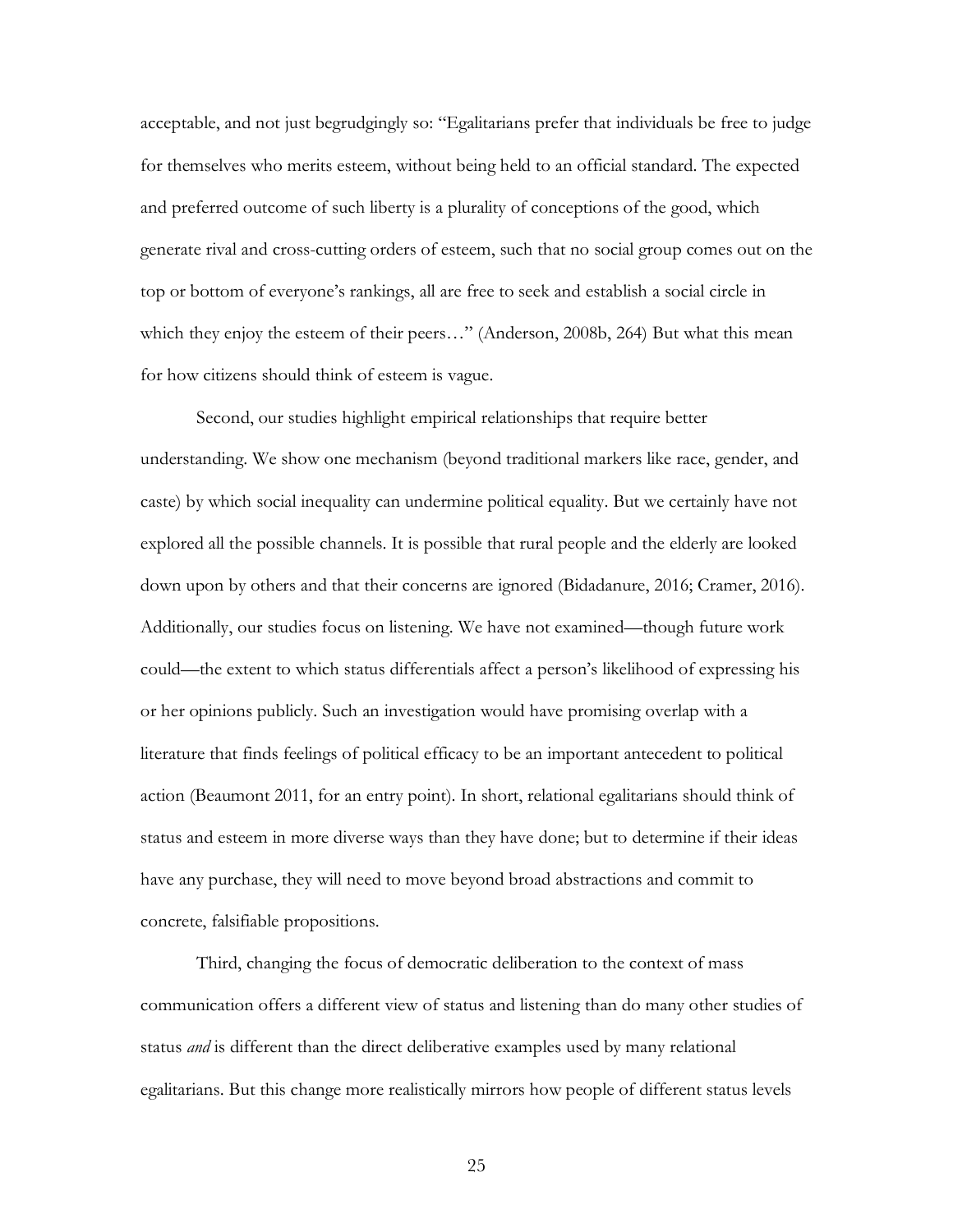acceptable, and not just begrudgingly so: "Egalitarians prefer that individuals be free to judge for themselves who merits esteem, without being held to an official standard. The expected and preferred outcome of such liberty is a plurality of conceptions of the good, which generate rival and cross-cutting orders of esteem, such that no social group comes out on the top or bottom of everyone's rankings, all are free to seek and establish a social circle in which they enjoy the esteem of their peers…" (Anderson, 2008b, 264) But what this mean for how citizens should think of esteem is vague.

Second, our studies highlight empirical relationships that require better understanding. We show one mechanism (beyond traditional markers like race, gender, and caste) by which social inequality can undermine political equality. But we certainly have not explored all the possible channels. It is possible that rural people and the elderly are looked down upon by others and that their concerns are ignored (Bidadanure, 2016; Cramer, 2016). Additionally, our studies focus on listening. We have not examined—though future work could—the extent to which status differentials affect a person's likelihood of expressing his or her opinions publicly. Such an investigation would have promising overlap with a literature that finds feelings of political efficacy to be an important antecedent to political action (Beaumont 2011, for an entry point). In short, relational egalitarians should think of status and esteem in more diverse ways than they have done; but to determine if their ideas have any purchase, they will need to move beyond broad abstractions and commit to concrete, falsifiable propositions.

Third, changing the focus of democratic deliberation to the context of mass communication offers a different view of status and listening than do many other studies of status *and* is different than the direct deliberative examples used by many relational egalitarians. But this change more realistically mirrors how people of different status levels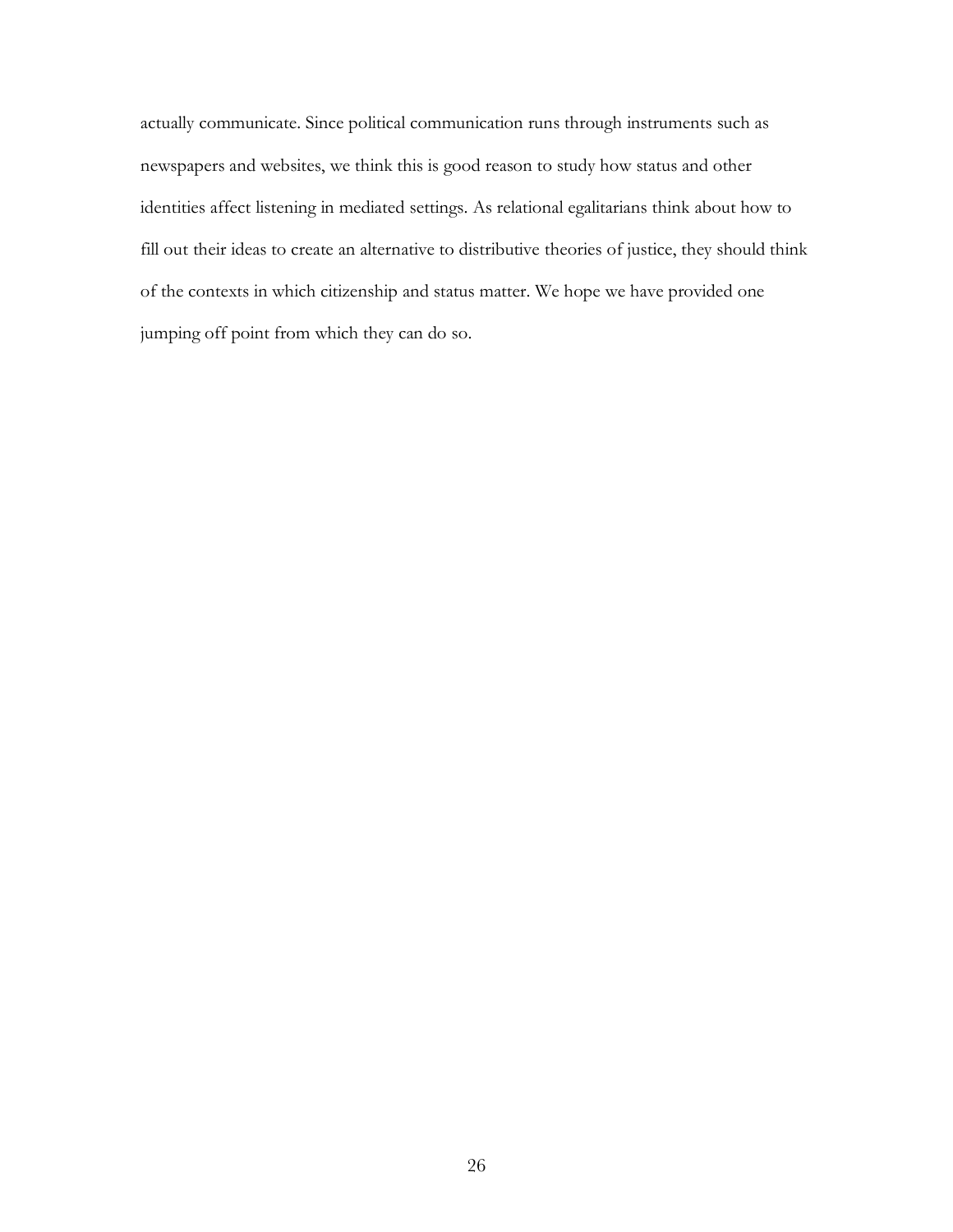actually communicate. Since political communication runs through instruments such as newspapers and websites, we think this is good reason to study how status and other identities affect listening in mediated settings. As relational egalitarians think about how to fill out their ideas to create an alternative to distributive theories of justice, they should think of the contexts in which citizenship and status matter. We hope we have provided one jumping off point from which they can do so.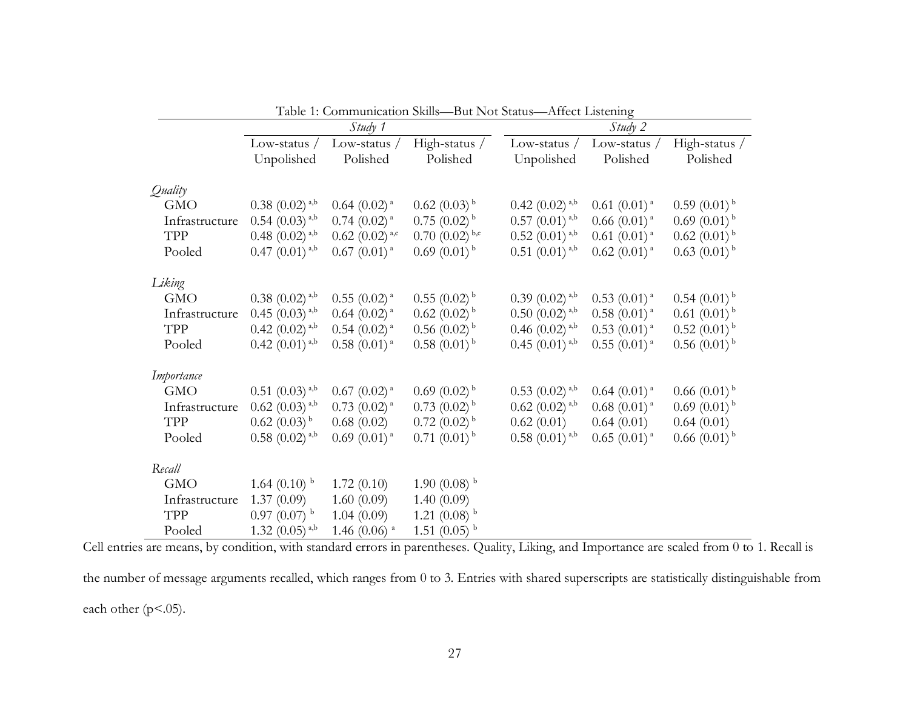Table 1: Communication Skills—But Not Status—Affect Listening

| | *Study 1* | | | *Study 2* | | |
|---|---|---|---|---|---|---|
| | Low-status / Unpolished | Low-status / Polished | High-status / Polished | Low-status / Unpolished | Low-status / Polished | High-status / Polished |
| *Quality* | | | | | | |
| GMO | 0.38 (0.02) [a,b] | 0.64 (0.02) [a] | 0.62 (0.03) [b] | 0.42 (0.02) [a,b] | 0.61 (0.01) [a] | 0.59 (0.01) [b] |
| Infrastructure | 0.54 (0.03) [a,b] | 0.74 (0.02) [a] | 0.75 (0.02) [b] | 0.57 (0.01) [a,b] | 0.66 (0.01) [a] | 0.69 (0.01) [b] |
| TPP | 0.48 (0.02) [a,b] | 0.62 (0.02) [a,c] | 0.70 (0.02) [b,c] | 0.52 (0.01) [a,b] | 0.61 (0.01) [a] | 0.62 (0.01) [b] |
| Pooled | 0.47 (0.01) [a,b] | 0.67 (0.01) [a] | 0.69 (0.01) [b] | 0.51 (0.01) [a,b] | 0.62 (0.01) [a] | 0.63 (0.01) [b] |
| *Liking* | | | | | | |
| GMO | 0.38 (0.02) [a,b] | 0.55 (0.02) [a] | 0.55 (0.02) [b] | 0.39 (0.02) [a,b] | 0.53 (0.01) [a] | 0.54 (0.01) [b] |
| Infrastructure | 0.45 (0.03) [a,b] | 0.64 (0.02) [a] | 0.62 (0.02) [b] | 0.50 (0.02) [a,b] | 0.58 (0.01) [a] | 0.61 (0.01) [b] |
| TPP | 0.42 (0.02) [a,b] | 0.54 (0.02) [a] | 0.56 (0.02) [b] | 0.46 (0.02) [a,b] | 0.53 (0.01) [a] | 0.52 (0.01) [b] |
| Pooled | 0.42 (0.01) [a,b] | 0.58 (0.01) [a] | 0.58 (0.01) [b] | 0.45 (0.01) [a,b] | 0.55 (0.01) [a] | 0.56 (0.01) [b] |
| *Importance* | | | | | | |
| GMO | 0.51 (0.03) [a,b] | 0.67 (0.02) [a] | 0.69 (0.02) [b] | 0.53 (0.02) [a,b] | 0.64 (0.01) [a] | 0.66 (0.01) [b] |
| Infrastructure | 0.62 (0.03) [a,b] | 0.73 (0.02) [a] | 0.73 (0.02) [b] | 0.62 (0.02) [a,b] | 0.68 (0.01) [a] | 0.69 (0.01) [b] |
| TPP | 0.62 (0.03) [b] | 0.68 (0.02) | 0.72 (0.02) [b] | 0.62 (0.01) | 0.64 (0.01) | 0.64 (0.01) |
| Pooled | 0.58 (0.02) [a,b] | 0.69 (0.01) [a] | 0.71 (0.01) [b] | 0.58 (0.01) [a,b] | 0.65 (0.01) [a] | 0.66 (0.01) [b] |
| *Recall* | | | | | | |
| GMO | 1.64 (0.10) [b] | 1.72 (0.10) | 1.90 (0.08) [b] | | | |
| Infrastructure | 1.37 (0.09) | 1.60 (0.09) | 1.40 (0.09) | | | |
| TPP | 0.97 (0.07) [b] | 1.04 (0.09) | 1.21 (0.08) [b] | | | |
| Pooled | 1.32 (0.05) [a,b] | 1.46 (0.06) [a] | 1.51 (0.05) [b] | | | |

Cell entries are means, by condition, with standard errors in parentheses. Quality, Liking, and Importance are scaled from 0 to 1. Recall is the number of message arguments recalled, which ranges from 0 to 3. Entries with shared superscripts are statistically distinguishable from each other ($p<.05$).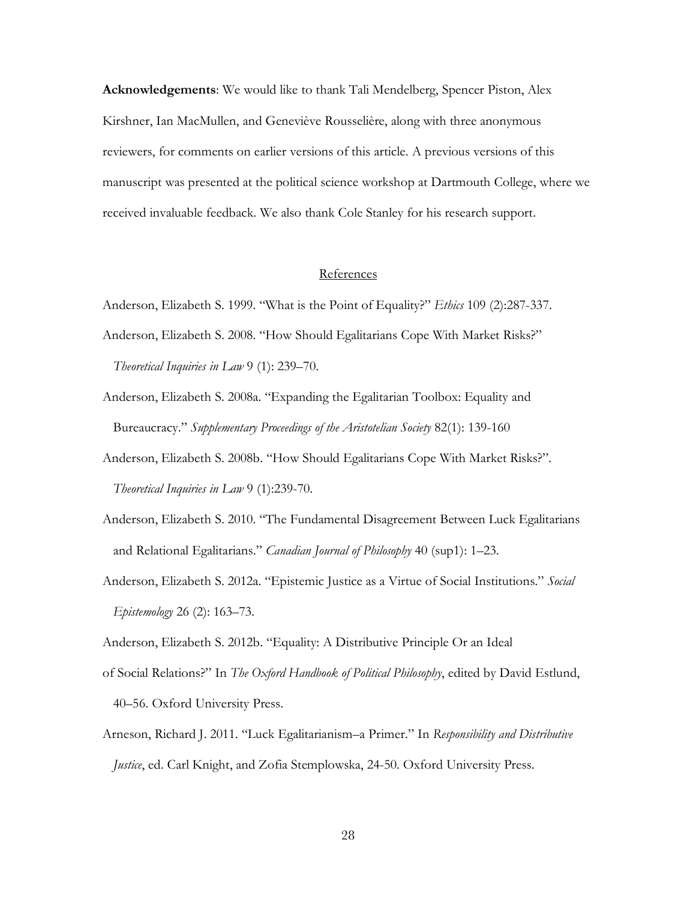**Acknowledgements**: We would like to thank Tali Mendelberg, Spencer Piston, Alex Kirshner, Ian MacMullen, and Geneviève Rousselière, along with three anonymous reviewers, for comments on earlier versions of this article. A previous versions of this manuscript was presented at the political science workshop at Dartmouth College, where we received invaluable feedback. We also thank Cole Stanley for his research support.

## References

Anderson, Elizabeth S. 1999. "What is the Point of Equality?" *Ethics* 109 (2):287-337.

Anderson, Elizabeth S. 2008. "How Should Egalitarians Cope With Market Risks?" *Theoretical Inquiries in Law* 9 (1): 239–70.

Anderson, Elizabeth S. 2008a. "Expanding the Egalitarian Toolbox: Equality and Bureaucracy." *Supplementary Proceedings of the Aristotelian Society* 82(1): 139-160

Anderson, Elizabeth S. 2008b. "How Should Egalitarians Cope With Market Risks?". *Theoretical Inquiries in Law* 9 (1):239-70.

Anderson, Elizabeth S. 2010. "The Fundamental Disagreement Between Luck Egalitarians and Relational Egalitarians." *Canadian Journal of Philosophy* 40 (sup1): 1–23.

Anderson, Elizabeth S. 2012a. "Epistemic Justice as a Virtue of Social Institutions." *Social Epistemology* 26 (2): 163–73.

Anderson, Elizabeth S. 2012b. "Equality: A Distributive Principle Or an Ideal of Social Relations?" In *The Oxford Handbook of Political Philosophy*, edited by David Estlund, 40–56. Oxford University Press.

Arneson, Richard J. 2011. "Luck Egalitarianism–a Primer." In *Responsibility and Distributive Justice*, ed. Carl Knight, and Zofia Stemplowska, 24-50. Oxford University Press.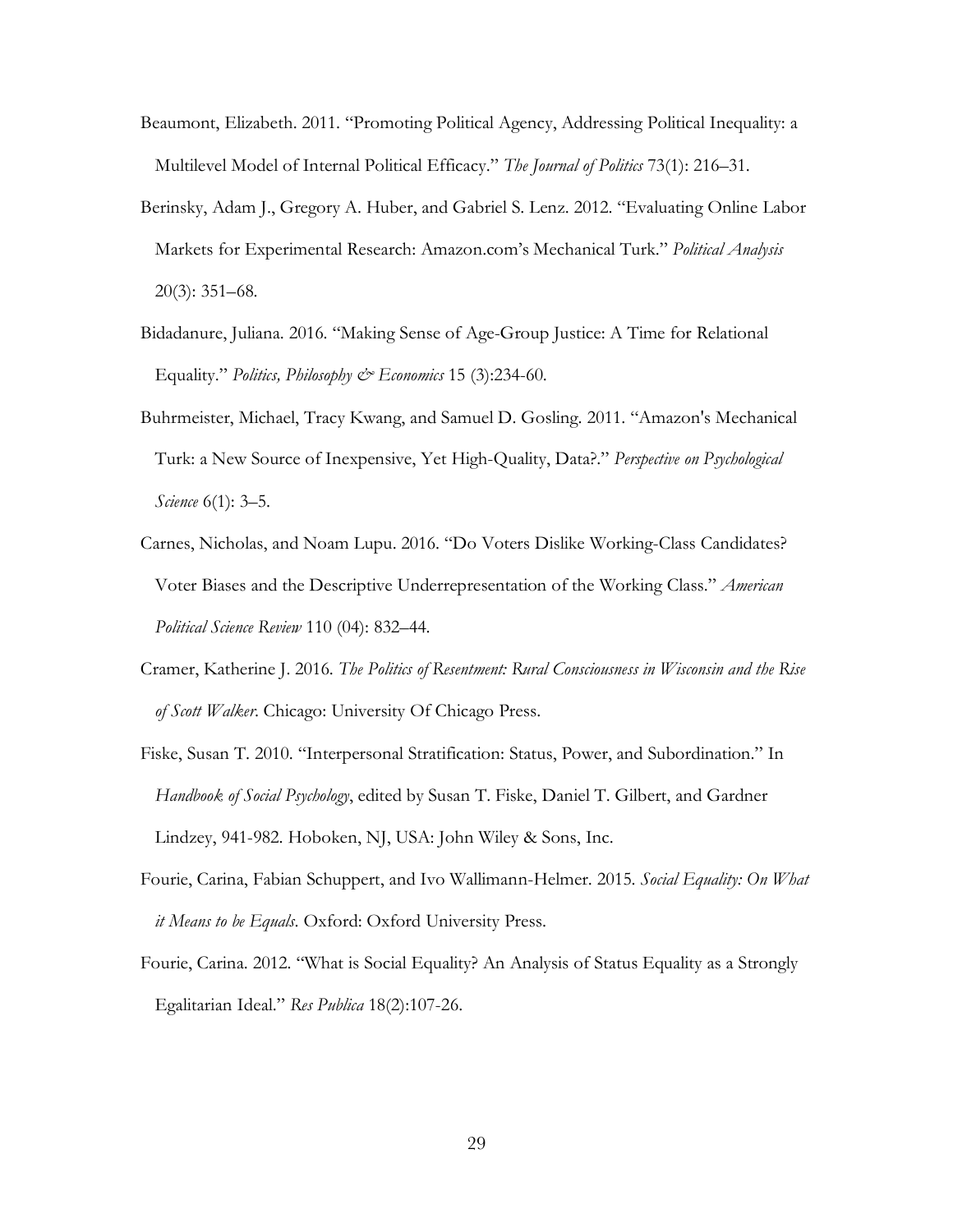Beaumont, Elizabeth. 2011. "Promoting Political Agency, Addressing Political Inequality: a Multilevel Model of Internal Political Efficacy." *The Journal of Politics* 73(1): 216–31.

Berinsky, Adam J., Gregory A. Huber, and Gabriel S. Lenz. 2012. "Evaluating Online Labor Markets for Experimental Research: Amazon.com's Mechanical Turk." *Political Analysis* 20(3): 351–68.

Bidadanure, Juliana. 2016. "Making Sense of Age-Group Justice: A Time for Relational Equality." *Politics, Philosophy & Economics* 15 (3):234-60.

Buhrmeister, Michael, Tracy Kwang, and Samuel D. Gosling. 2011. "Amazon's Mechanical Turk: a New Source of Inexpensive, Yet High-Quality, Data?." *Perspective on Psychological Science* 6(1): 3–5.

Carnes, Nicholas, and Noam Lupu. 2016. "Do Voters Dislike Working-Class Candidates? Voter Biases and the Descriptive Underrepresentation of the Working Class." *American Political Science Review* 110 (04): 832–44.

Cramer, Katherine J. 2016. *The Politics of Resentment: Rural Consciousness in Wisconsin and the Rise of Scott Walker*. Chicago: University Of Chicago Press.

Fiske, Susan T. 2010. "Interpersonal Stratification: Status, Power, and Subordination." In *Handbook of Social Psychology*, edited by Susan T. Fiske, Daniel T. Gilbert, and Gardner Lindzey, 941-982. Hoboken, NJ, USA: John Wiley & Sons, Inc.

Fourie, Carina, Fabian Schuppert, and Ivo Wallimann-Helmer. 2015. *Social Equality: On What it Means to be Equals*. Oxford: Oxford University Press.

Fourie, Carina. 2012. "What is Social Equality? An Analysis of Status Equality as a Strongly Egalitarian Ideal." *Res Publica* 18(2):107-26.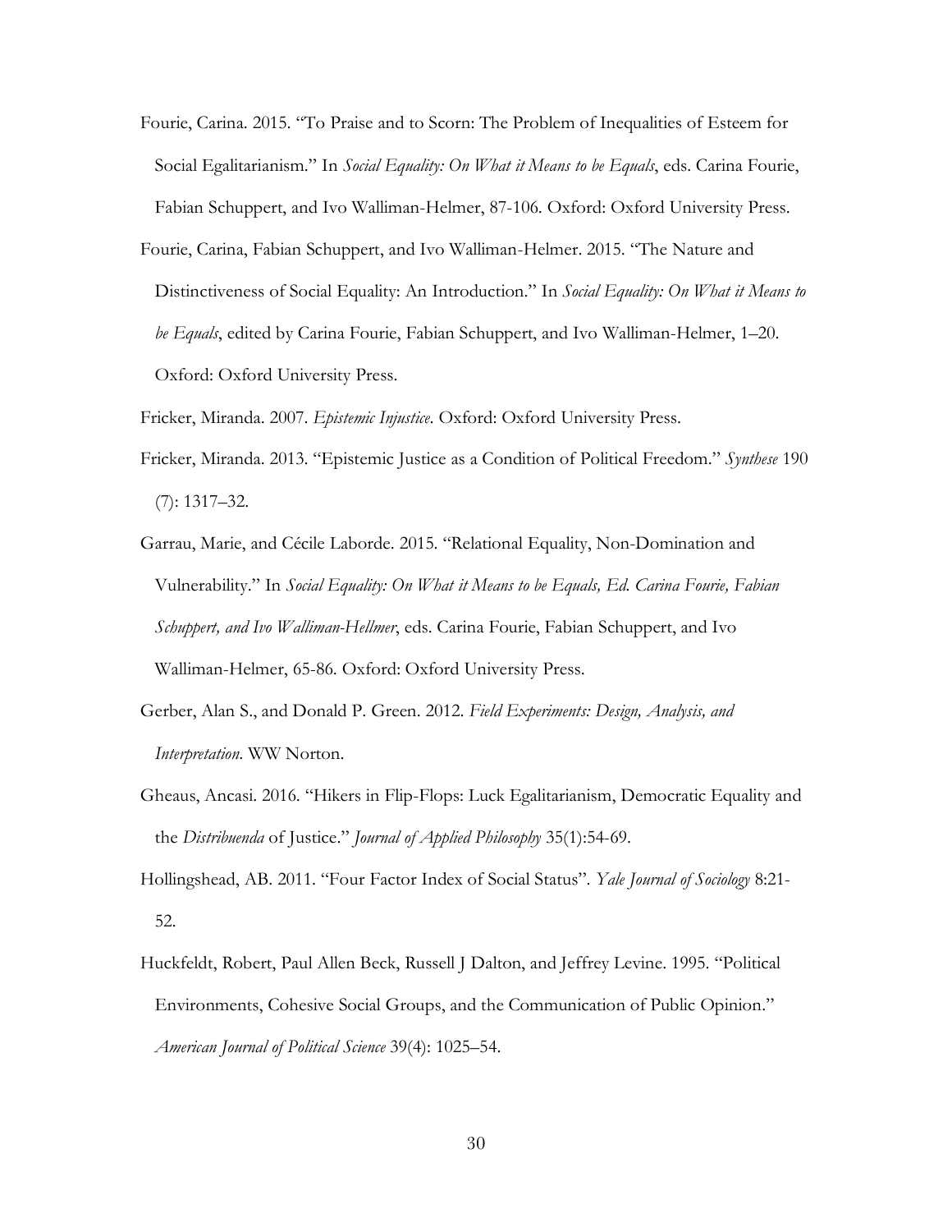Fourie, Carina. 2015. "To Praise and to Scorn: The Problem of Inequalities of Esteem for Social Egalitarianism." In *Social Equality: On What it Means to be Equals*, eds. Carina Fourie, Fabian Schuppert, and Ivo Walliman-Helmer, 87-106. Oxford: Oxford University Press.

Fourie, Carina, Fabian Schuppert, and Ivo Walliman-Helmer. 2015. "The Nature and Distinctiveness of Social Equality: An Introduction." In *Social Equality: On What it Means to be Equals*, edited by Carina Fourie, Fabian Schuppert, and Ivo Walliman-Helmer, 1–20. Oxford: Oxford University Press.

Fricker, Miranda. 2007. *Epistemic Injustice*. Oxford: Oxford University Press.

Fricker, Miranda. 2013. "Epistemic Justice as a Condition of Political Freedom." *Synthese* 190 (7): 1317–32.

Garrau, Marie, and Cécile Laborde. 2015. "Relational Equality, Non-Domination and Vulnerability." In *Social Equality: On What it Means to be Equals, Ed. Carina Fourie, Fabian Schuppert, and Ivo Walliman-Hellmer*, eds. Carina Fourie, Fabian Schuppert, and Ivo Walliman-Helmer, 65-86. Oxford: Oxford University Press.

Gerber, Alan S., and Donald P. Green. 2012. *Field Experiments: Design, Analysis, and Interpretation*. WW Norton.

Gheaus, Ancasi. 2016. "Hikers in Flip-Flops: Luck Egalitarianism, Democratic Equality and the *Distribuenda* of Justice." *Journal of Applied Philosophy* 35(1):54-69.

Hollingshead, AB. 2011. "Four Factor Index of Social Status". *Yale Journal of Sociology* 8:21-52.

Huckfeldt, Robert, Paul Allen Beck, Russell J Dalton, and Jeffrey Levine. 1995. "Political Environments, Cohesive Social Groups, and the Communication of Public Opinion." *American Journal of Political Science* 39(4): 1025–54.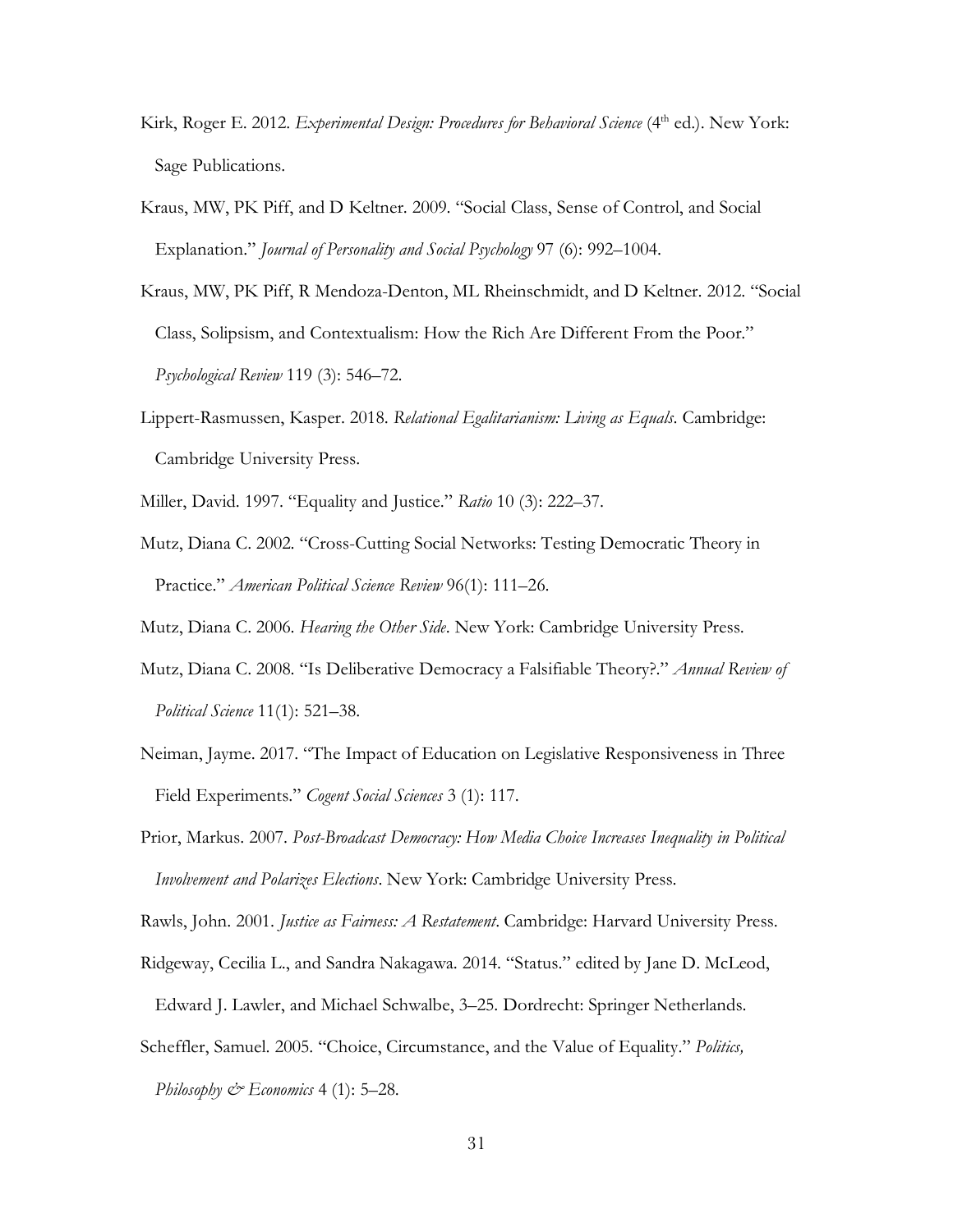Kirk, Roger E. 2012. *Experimental Design: Procedures for Behavioral Science* (4th ed.). New York: Sage Publications.

Kraus, MW, PK Piff, and D Keltner. 2009. "Social Class, Sense of Control, and Social Explanation." *Journal of Personality and Social Psychology* 97 (6): 992–1004.

Kraus, MW, PK Piff, R Mendoza-Denton, ML Rheinschmidt, and D Keltner. 2012. "Social Class, Solipsism, and Contextualism: How the Rich Are Different From the Poor." *Psychological Review* 119 (3): 546–72.

Lippert-Rasmussen, Kasper. 2018. *Relational Egalitarianism: Living as Equals*. Cambridge: Cambridge University Press.

Miller, David. 1997. "Equality and Justice." *Ratio* 10 (3): 222–37.

Mutz, Diana C. 2002. "Cross-Cutting Social Networks: Testing Democratic Theory in Practice." *American Political Science Review* 96(1): 111–26.

Mutz, Diana C. 2006. *Hearing the Other Side*. New York: Cambridge University Press.

Mutz, Diana C. 2008. "Is Deliberative Democracy a Falsifiable Theory?." *Annual Review of Political Science* 11(1): 521–38.

Neiman, Jayme. 2017. "The Impact of Education on Legislative Responsiveness in Three Field Experiments." *Cogent Social Sciences* 3 (1): 117.

Prior, Markus. 2007. *Post-Broadcast Democracy: How Media Choice Increases Inequality in Political Involvement and Polarizes Elections*. New York: Cambridge University Press.

Rawls, John. 2001. *Justice as Fairness: A Restatement*. Cambridge: Harvard University Press.

Ridgeway, Cecilia L., and Sandra Nakagawa. 2014. "Status." edited by Jane D. McLeod, Edward J. Lawler, and Michael Schwalbe, 3–25. Dordrecht: Springer Netherlands.

Scheffler, Samuel. 2005. "Choice, Circumstance, and the Value of Equality." *Politics, Philosophy & Economics* 4 (1): 5–28.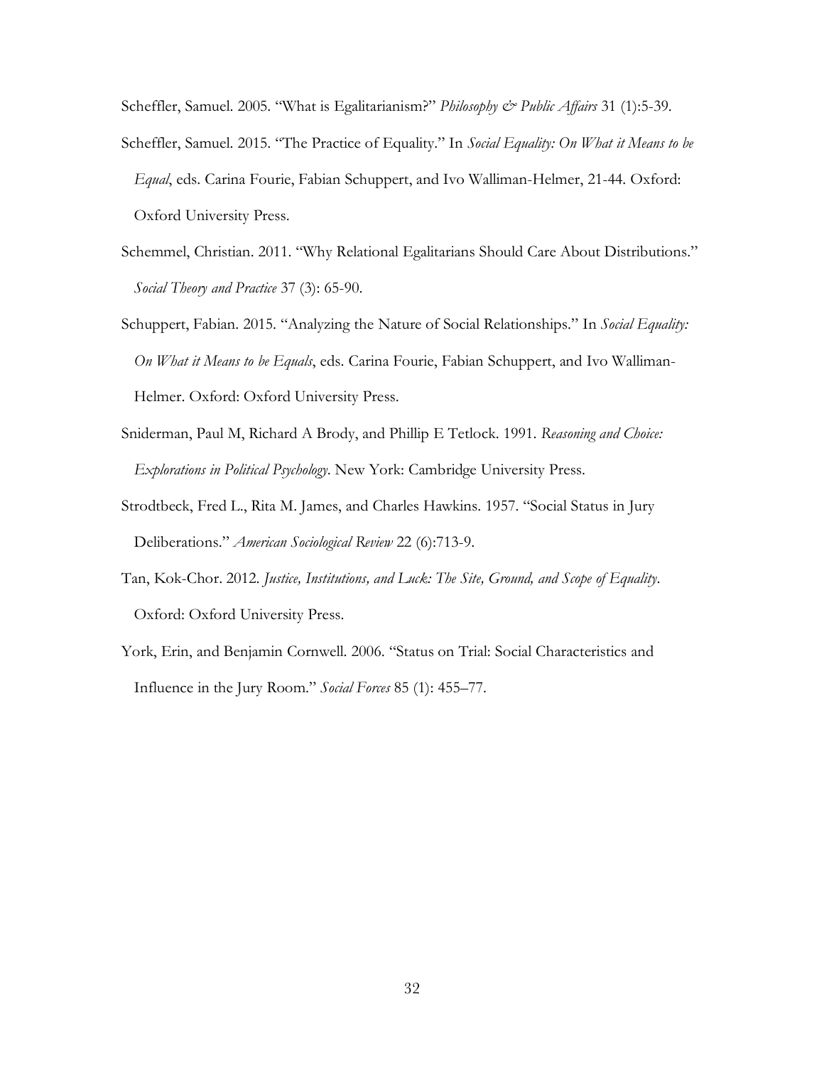Scheffler, Samuel. 2005. "What is Egalitarianism?" *Philosophy & Public Affairs* 31 (1):5-39.

Scheffler, Samuel. 2015. "The Practice of Equality." In *Social Equality: On What it Means to be Equal*, eds. Carina Fourie, Fabian Schuppert, and Ivo Walliman-Helmer, 21-44. Oxford: Oxford University Press.

Schemmel, Christian. 2011. "Why Relational Egalitarians Should Care About Distributions." *Social Theory and Practice* 37 (3): 65-90.

Schuppert, Fabian. 2015. "Analyzing the Nature of Social Relationships." In *Social Equality: On What it Means to be Equals*, eds. Carina Fourie, Fabian Schuppert, and Ivo Walliman-Helmer. Oxford: Oxford University Press.

Sniderman, Paul M, Richard A Brody, and Phillip E Tetlock. 1991. *Reasoning and Choice: Explorations in Political Psychology*. New York: Cambridge University Press.

Strodtbeck, Fred L., Rita M. James, and Charles Hawkins. 1957. "Social Status in Jury Deliberations." *American Sociological Review* 22 (6):713-9.

Tan, Kok-Chor. 2012. *Justice, Institutions, and Luck: The Site, Ground, and Scope of Equality*. Oxford: Oxford University Press.

York, Erin, and Benjamin Cornwell. 2006. "Status on Trial: Social Characteristics and Influence in the Jury Room." *Social Forces* 85 (1): 455–77.